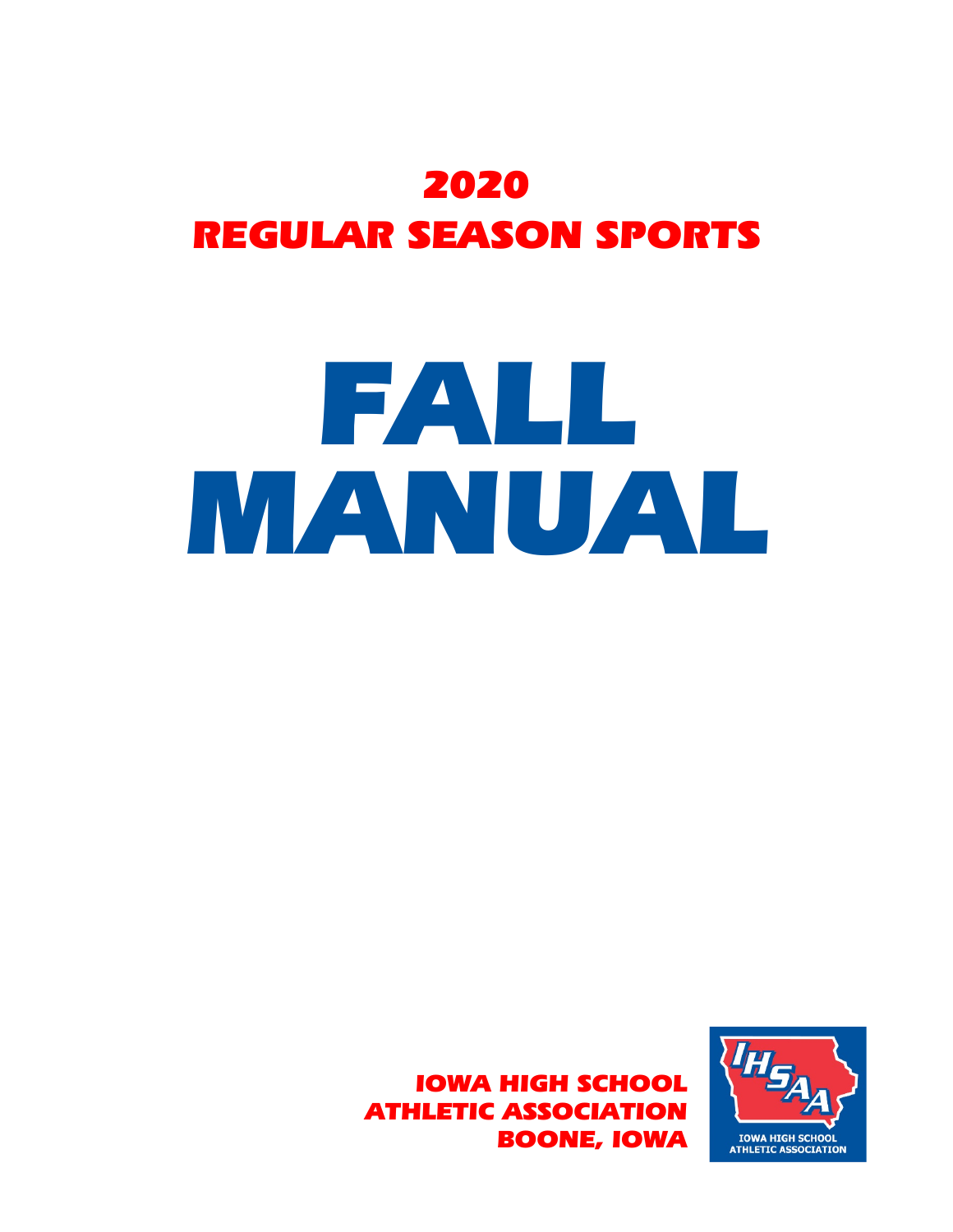# 2020
# REGULAR SEASON SPORTS

# FALL MANUAL

**IOWA HIGH SCHOOL ATHLETIC ASSOCIATION**
**BOONE, IOWA**

IOWA HIGH SCHOOL ATHLETIC ASSOCIATION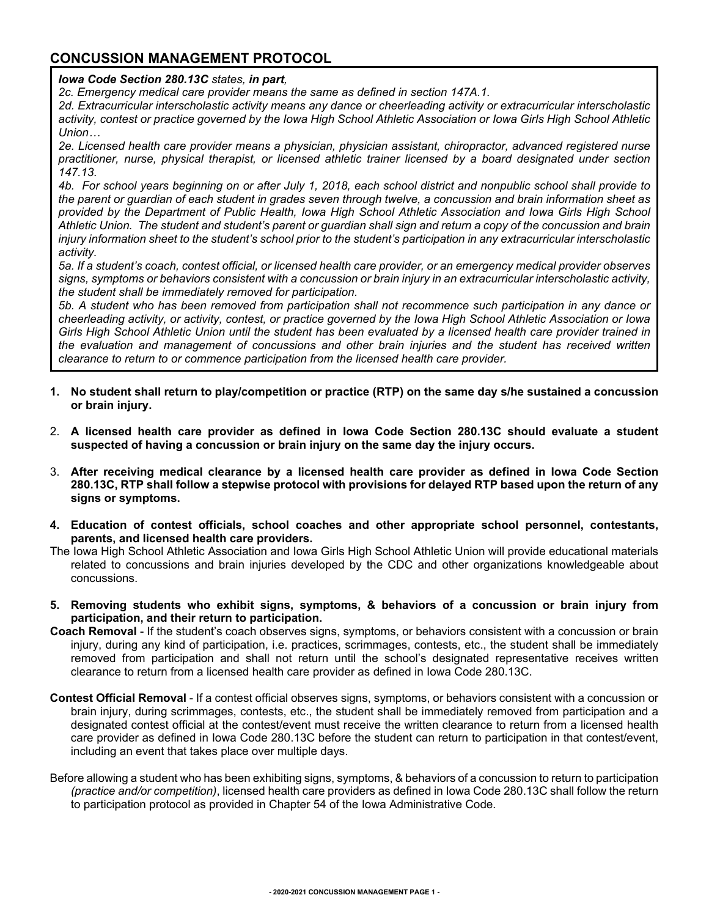## CONCUSSION MANAGEMENT PROTOCOL

> ***Iowa Code Section 280.13C** states, **in part**,*
>
> *2c. Emergency medical care provider means the same as defined in section 147A.1.*
>
> *2d. Extracurricular interscholastic activity means any dance or cheerleading activity or extracurricular interscholastic activity, contest or practice governed by the Iowa High School Athletic Association or Iowa Girls High School Athletic Union…*
>
> *2e. Licensed health care provider means a physician, physician assistant, chiropractor, advanced registered nurse practitioner, nurse, physical therapist, or licensed athletic trainer licensed by a board designated under section 147.13.*
>
> *4b. For school years beginning on or after July 1, 2018, each school district and nonpublic school shall provide to the parent or guardian of each student in grades seven through twelve, a concussion and brain information sheet as provided by the Department of Public Health, Iowa High School Athletic Association and Iowa Girls High School Athletic Union. The student and student's parent or guardian shall sign and return a copy of the concussion and brain injury information sheet to the student's school prior to the student's participation in any extracurricular interscholastic activity.*
>
> *5a. If a student's coach, contest official, or licensed health care provider, or an emergency medical provider observes signs, symptoms or behaviors consistent with a concussion or brain injury in an extracurricular interscholastic activity, the student shall be immediately removed for participation.*
>
> *5b. A student who has been removed from participation shall not recommence such participation in any dance or cheerleading activity, or activity, contest, or practice governed by the Iowa High School Athletic Association or Iowa Girls High School Athletic Union until the student has been evaluated by a licensed health care provider trained in the evaluation and management of concussions and other brain injuries and the student has received written clearance to return to or commence participation from the licensed health care provider.*

1. **No student shall return to play/competition or practice (RTP) on the same day s/he sustained a concussion or brain injury.**

2. **A licensed health care provider as defined in Iowa Code Section 280.13C should evaluate a student suspected of having a concussion or brain injury on the same day the injury occurs.**

3. **After receiving medical clearance by a licensed health care provider as defined in Iowa Code Section 280.13C, RTP shall follow a stepwise protocol with provisions for delayed RTP based upon the return of any signs or symptoms.**

4. **Education of contest officials, school coaches and other appropriate school personnel, contestants, parents, and licensed health care providers.**

The Iowa High School Athletic Association and Iowa Girls High School Athletic Union will provide educational materials related to concussions and brain injuries developed by the CDC and other organizations knowledgeable about concussions.

5. **Removing students who exhibit signs, symptoms, & behaviors of a concussion or brain injury from participation, and their return to participation.**

**Coach Removal** - If the student's coach observes signs, symptoms, or behaviors consistent with a concussion or brain injury, during any kind of participation, i.e. practices, scrimmages, contests, etc., the student shall be immediately removed from participation and shall not return until the school's designated representative receives written clearance to return from a licensed health care provider as defined in Iowa Code 280.13C.

**Contest Official Removal** - If a contest official observes signs, symptoms, or behaviors consistent with a concussion or brain injury, during scrimmages, contests, etc., the student shall be immediately removed from participation and a designated contest official at the contest/event must receive the written clearance to return from a licensed health care provider as defined in Iowa Code 280.13C before the student can return to participation in that contest/event, including an event that takes place over multiple days.

Before allowing a student who has been exhibiting signs, symptoms, & behaviors of a concussion to return to participation *(practice and/or competition)*, licensed health care providers as defined in Iowa Code 280.13C shall follow the return to participation protocol as provided in Chapter 54 of the Iowa Administrative Code.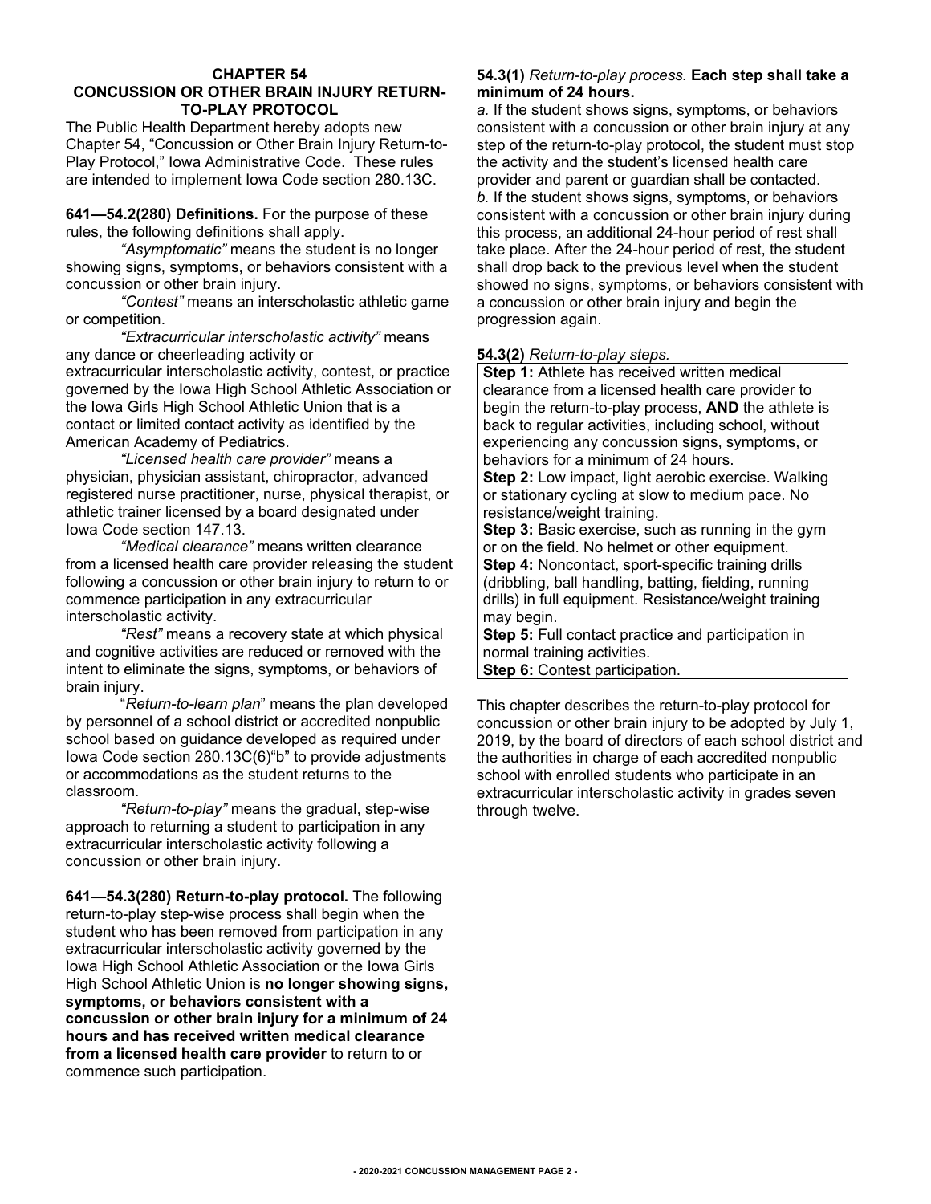# CHAPTER 54
## CONCUSSION OR OTHER BRAIN INJURY RETURN-TO-PLAY PROTOCOL

The Public Health Department hereby adopts new Chapter 54, "Concussion or Other Brain Injury Return-to-Play Protocol," Iowa Administrative Code. These rules are intended to implement Iowa Code section 280.13C.

**641—54.2(280) Definitions.** For the purpose of these rules, the following definitions shall apply.

*"Asymptomatic"* means the student is no longer showing signs, symptoms, or behaviors consistent with a concussion or other brain injury.

*"Contest"* means an interscholastic athletic game or competition.

*"Extracurricular interscholastic activity"* means any dance or cheerleading activity or extracurricular interscholastic activity, contest, or practice governed by the Iowa High School Athletic Association or the Iowa Girls High School Athletic Union that is a contact or limited contact activity as identified by the American Academy of Pediatrics.

*"Licensed health care provider"* means a physician, physician assistant, chiropractor, advanced registered nurse practitioner, nurse, physical therapist, or athletic trainer licensed by a board designated under Iowa Code section 147.13.

*"Medical clearance"* means written clearance from a licensed health care provider releasing the student following a concussion or other brain injury to return to or commence participation in any extracurricular interscholastic activity.

*"Rest"* means a recovery state at which physical and cognitive activities are reduced or removed with the intent to eliminate the signs, symptoms, or behaviors of brain injury.

"*Return-to-learn plan*" means the plan developed by personnel of a school district or accredited nonpublic school based on guidance developed as required under Iowa Code section 280.13C(6)"b" to provide adjustments or accommodations as the student returns to the classroom.

*"Return-to-play"* means the gradual, step-wise approach to returning a student to participation in any extracurricular interscholastic activity following a concussion or other brain injury.

**641—54.3(280) Return-to-play protocol.** The following return-to-play step-wise process shall begin when the student who has been removed from participation in any extracurricular interscholastic activity governed by the Iowa High School Athletic Association or the Iowa Girls High School Athletic Union is **no longer showing signs, symptoms, or behaviors consistent with a concussion or other brain injury for a minimum of 24 hours and has received written medical clearance from a licensed health care provider** to return to or commence such participation.

**54.3(1)** *Return-to-play process.* **Each step shall take a minimum of 24 hours.**

*a.* If the student shows signs, symptoms, or behaviors consistent with a concussion or other brain injury at any step of the return-to-play protocol, the student must stop the activity and the student's licensed health care provider and parent or guardian shall be contacted.

*b.* If the student shows signs, symptoms, or behaviors consistent with a concussion or other brain injury during this process, an additional 24-hour period of rest shall take place. After the 24-hour period of rest, the student shall drop back to the previous level when the student showed no signs, symptoms, or behaviors consistent with a concussion or other brain injury and begin the progression again.

**54.3(2)** *Return-to-play steps.*

**Step 1:** Athlete has received written medical clearance from a licensed health care provider to begin the return-to-play process, **AND** the athlete is back to regular activities, including school, without experiencing any concussion signs, symptoms, or behaviors for a minimum of 24 hours.

**Step 2:** Low impact, light aerobic exercise. Walking or stationary cycling at slow to medium pace. No resistance/weight training.

**Step 3:** Basic exercise, such as running in the gym or on the field. No helmet or other equipment.

**Step 4:** Noncontact, sport-specific training drills (dribbling, ball handling, batting, fielding, running drills) in full equipment. Resistance/weight training may begin.

**Step 5:** Full contact practice and participation in normal training activities.

**Step 6:** Contest participation.

This chapter describes the return-to-play protocol for concussion or other brain injury to be adopted by July 1, 2019, by the board of directors of each school district and the authorities in charge of each accredited nonpublic school with enrolled students who participate in an extracurricular interscholastic activity in grades seven through twelve.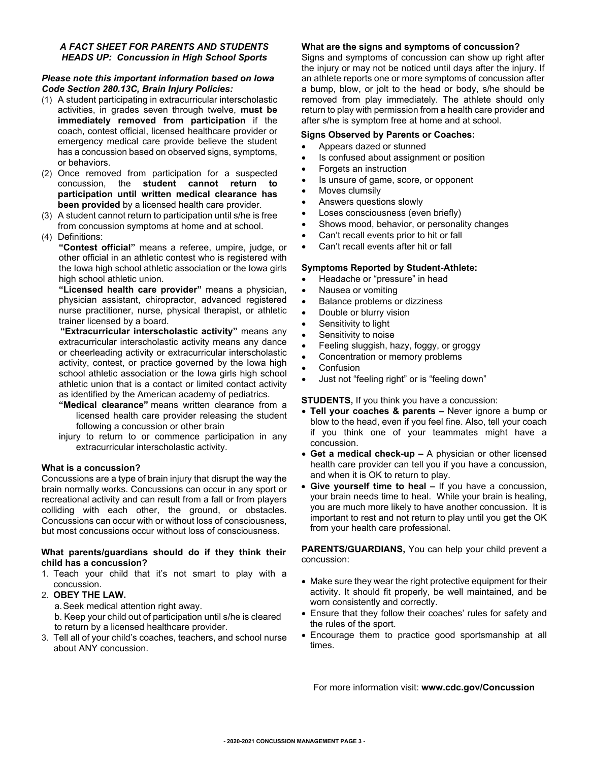### *A FACT SHEET FOR PARENTS AND STUDENTS*
### *HEADS UP: Concussion in High School Sports*

***Please note this important information based on Iowa Code Section 280.13C, Brain Injury Policies:***

(1) A student participating in extracurricular interscholastic activities, in grades seven through twelve, **must be immediately removed from participation** if the coach, contest official, licensed healthcare provider or emergency medical care provide believe the student has a concussion based on observed signs, symptoms, or behaviors.

(2) Once removed from participation for a suspected concussion, the **student cannot return to participation until written medical clearance has been provided** by a licensed health care provider.

(3) A student cannot return to participation until s/he is free from concussion symptoms at home and at school.

(4) Definitions:

**"Contest official"** means a referee, umpire, judge, or other official in an athletic contest who is registered with the Iowa high school athletic association or the Iowa girls high school athletic union.

**"Licensed health care provider"** means a physician, physician assistant, chiropractor, advanced registered nurse practitioner, nurse, physical therapist, or athletic trainer licensed by a board.

**"Extracurricular interscholastic activity"** means any extracurricular interscholastic activity means any dance or cheerleading activity or extracurricular interscholastic activity, contest, or practice governed by the Iowa high school athletic association or the Iowa girls high school athletic union that is a contact or limited contact activity as identified by the American academy of pediatrics.

**"Medical clearance"** means written clearance from a licensed health care provider releasing the student following a concussion or other brain injury to return to or commence participation in any extracurricular interscholastic activity.

**What is a concussion?**

Concussions are a type of brain injury that disrupt the way the brain normally works. Concussions can occur in any sport or recreational activity and can result from a fall or from players colliding with each other, the ground, or obstacles. Concussions can occur with or without loss of consciousness, but most concussions occur without loss of consciousness.

**What parents/guardians should do if they think their child has a concussion?**

1. Teach your child that it's not smart to play with a concussion.
2. **OBEY THE LAW.**
   a. Seek medical attention right away.
   b. Keep your child out of participation until s/he is cleared to return by a licensed healthcare provider.
3. Tell all of your child's coaches, teachers, and school nurse about ANY concussion.

**What are the signs and symptoms of concussion?**

Signs and symptoms of concussion can show up right after the injury or may not be noticed until days after the injury. If an athlete reports one or more symptoms of concussion after a bump, blow, or jolt to the head or body, s/he should be removed from play immediately. The athlete should only return to play with permission from a health care provider and after s/he is symptom free at home and at school.

**Signs Observed by Parents or Coaches:**

- Appears dazed or stunned
- Is confused about assignment or position
- Forgets an instruction
- Is unsure of game, score, or opponent
- Moves clumsily
- Answers questions slowly
- Loses consciousness (even briefly)
- Shows mood, behavior, or personality changes
- Can't recall events prior to hit or fall
- Can't recall events after hit or fall

**Symptoms Reported by Student-Athlete:**

- Headache or "pressure" in head
- Nausea or vomiting
- Balance problems or dizziness
- Double or blurry vision
- Sensitivity to light
- Sensitivity to noise
- Feeling sluggish, hazy, foggy, or groggy
- Concentration or memory problems
- Confusion
- Just not "feeling right" or is "feeling down"

**STUDENTS,** If you think you have a concussion:

- **Tell your coaches & parents –** Never ignore a bump or blow to the head, even if you feel fine. Also, tell your coach if you think one of your teammates might have a concussion.
- **Get a medical check-up –** A physician or other licensed health care provider can tell you if you have a concussion, and when it is OK to return to play.
- **Give yourself time to heal –** If you have a concussion, your brain needs time to heal. While your brain is healing, you are much more likely to have another concussion. It is important to rest and not return to play until you get the OK from your health care professional.

**PARENTS/GUARDIANS,** You can help your child prevent a concussion:

- Make sure they wear the right protective equipment for their activity. It should fit properly, be well maintained, and be worn consistently and correctly.
- Ensure that they follow their coaches' rules for safety and the rules of the sport.
- Encourage them to practice good sportsmanship at all times.

For more information visit: **www.cdc.gov/Concussion**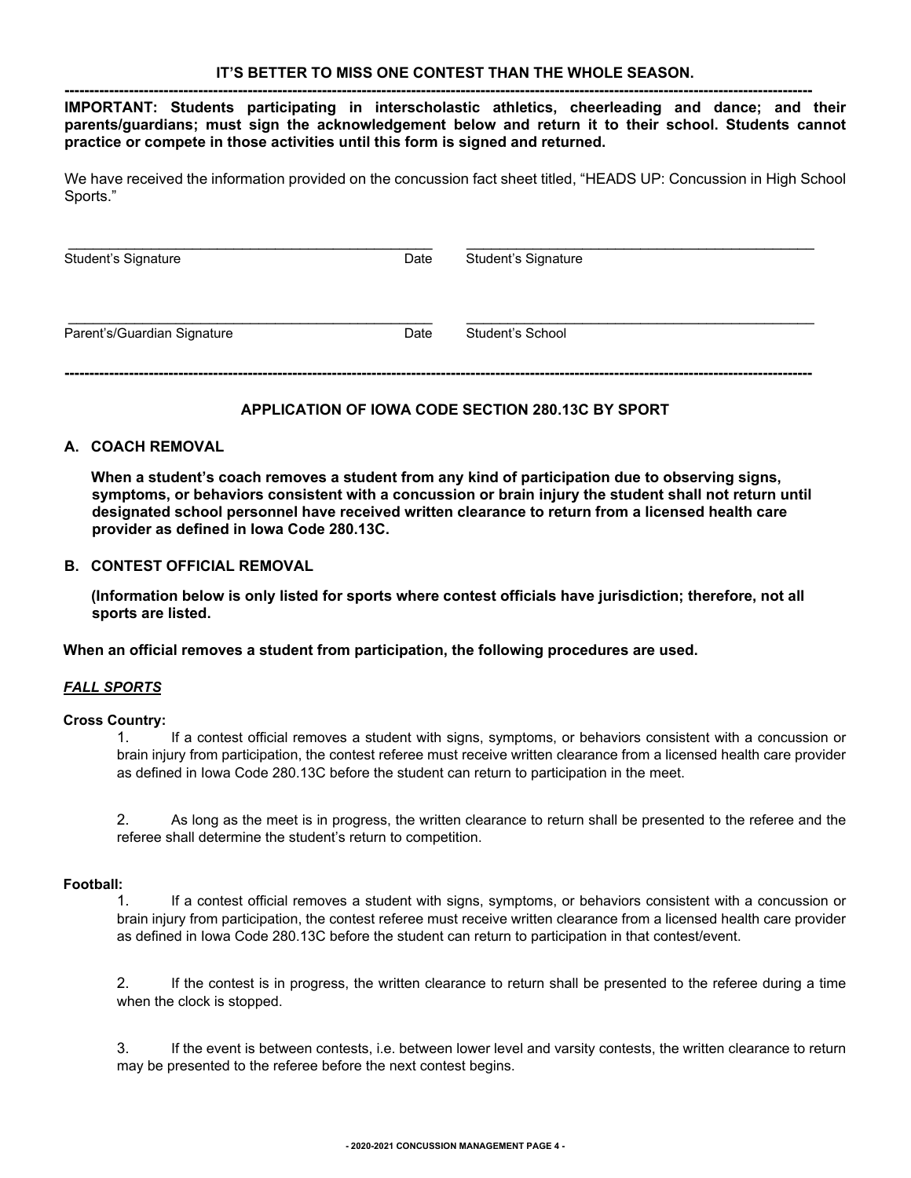**IT'S BETTER TO MISS ONE CONTEST THAN THE WHOLE SEASON.**

---

**IMPORTANT: Students participating in interscholastic athletics, cheerleading and dance; and their parents/guardians; must sign the acknowledgement below and return it to their school. Students cannot practice or compete in those activities until this form is signed and returned.**

We have received the information provided on the concussion fact sheet titled, "HEADS UP: Concussion in High School Sports."

| | | |
|---|---|---|
| ______________________________ | | ______________________________ |
| Student's Signature | Date | Student's Signature |
| ______________________________ | | ______________________________ |
| Parent's/Guardian Signature | Date | Student's School |

---

## APPLICATION OF IOWA CODE SECTION 280.13C BY SPORT

### A. COACH REMOVAL

**When a student's coach removes a student from any kind of participation due to observing signs, symptoms, or behaviors consistent with a concussion or brain injury the student shall not return until designated school personnel have received written clearance to return from a licensed health care provider as defined in Iowa Code 280.13C.**

### B. CONTEST OFFICIAL REMOVAL

**(Information below is only listed for sports where contest officials have jurisdiction; therefore, not all sports are listed.**

**When an official removes a student from participation, the following procedures are used.**

***FALL SPORTS***

**Cross Country:**

1. If a contest official removes a student with signs, symptoms, or behaviors consistent with a concussion or brain injury from participation, the contest referee must receive written clearance from a licensed health care provider as defined in Iowa Code 280.13C before the student can return to participation in the meet.

2. As long as the meet is in progress, the written clearance to return shall be presented to the referee and the referee shall determine the student's return to competition.

**Football:**

1. If a contest official removes a student with signs, symptoms, or behaviors consistent with a concussion or brain injury from participation, the contest referee must receive written clearance from a licensed health care provider as defined in Iowa Code 280.13C before the student can return to participation in that contest/event.

2. If the contest is in progress, the written clearance to return shall be presented to the referee during a time when the clock is stopped.

3. If the event is between contests, i.e. between lower level and varsity contests, the written clearance to return may be presented to the referee before the next contest begins.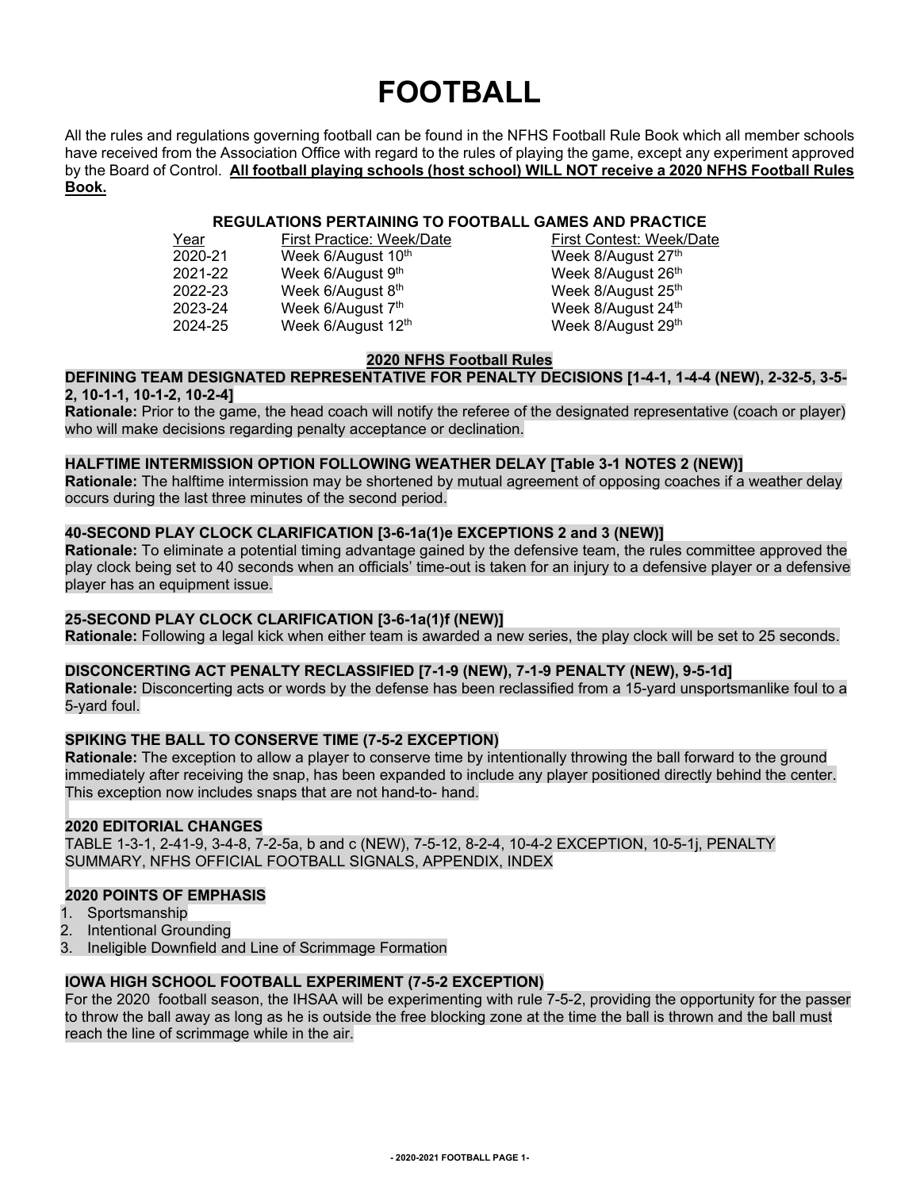# FOOTBALL

All the rules and regulations governing football can be found in the NFHS Football Rule Book which all member schools have received from the Association Office with regard to the rules of playing the game, except any experiment approved by the Board of Control. **All football playing schools (host school) WILL NOT receive a 2020 NFHS Football Rules Book.**

## REGULATIONS PERTAINING TO FOOTBALL GAMES AND PRACTICE

| Year | First Practice: Week/Date | First Contest: Week/Date |
|---|---|---|
| 2020-21 | Week 6/August 10th | Week 8/August 27th |
| 2021-22 | Week 6/August 9th | Week 8/August 26th |
| 2022-23 | Week 6/August 8th | Week 8/August 25th |
| 2023-24 | Week 6/August 7th | Week 8/August 24th |
| 2024-25 | Week 6/August 12th | Week 8/August 29th |

## 2020 NFHS Football Rules

**DEFINING TEAM DESIGNATED REPRESENTATIVE FOR PENALTY DECISIONS [1-4-1, 1-4-4 (NEW), 2-32-5, 3-5-2, 10-1-1, 10-1-2, 10-2-4]**
**Rationale:** Prior to the game, the head coach will notify the referee of the designated representative (coach or player) who will make decisions regarding penalty acceptance or declination.

**HALFTIME INTERMISSION OPTION FOLLOWING WEATHER DELAY [Table 3-1 NOTES 2 (NEW)]**
**Rationale:** The halftime intermission may be shortened by mutual agreement of opposing coaches if a weather delay occurs during the last three minutes of the second period.

**40-SECOND PLAY CLOCK CLARIFICATION [3-6-1a(1)e EXCEPTIONS 2 and 3 (NEW)]**
**Rationale:** To eliminate a potential timing advantage gained by the defensive team, the rules committee approved the play clock being set to 40 seconds when an officials' time-out is taken for an injury to a defensive player or a defensive player has an equipment issue.

**25-SECOND PLAY CLOCK CLARIFICATION [3-6-1a(1)f (NEW)]**
**Rationale:** Following a legal kick when either team is awarded a new series, the play clock will be set to 25 seconds.

**DISCONCERTING ACT PENALTY RECLASSIFIED [7-1-9 (NEW), 7-1-9 PENALTY (NEW), 9-5-1d]**
**Rationale:** Disconcerting acts or words by the defense has been reclassified from a 15-yard unsportsmanlike foul to a 5-yard foul.

**SPIKING THE BALL TO CONSERVE TIME (7-5-2 EXCEPTION)**
**Rationale:** The exception to allow a player to conserve time by intentionally throwing the ball forward to the ground immediately after receiving the snap, has been expanded to include any player positioned directly behind the center. This exception now includes snaps that are not hand-to- hand.

**2020 EDITORIAL CHANGES**
TABLE 1-3-1, 2-41-9, 3-4-8, 7-2-5a, b and c (NEW), 7-5-12, 8-2-4, 10-4-2 EXCEPTION, 10-5-1j, PENALTY SUMMARY, NFHS OFFICIAL FOOTBALL SIGNALS, APPENDIX, INDEX

**2020 POINTS OF EMPHASIS**
1. Sportsmanship
2. Intentional Grounding
3. Ineligible Downfield and Line of Scrimmage Formation

**IOWA HIGH SCHOOL FOOTBALL EXPERIMENT (7-5-2 EXCEPTION)**
For the 2020 football season, the IHSAA will be experimenting with rule 7-5-2, providing the opportunity for the passer to throw the ball away as long as he is outside the free blocking zone at the time the ball is thrown and the ball must reach the line of scrimmage while in the air.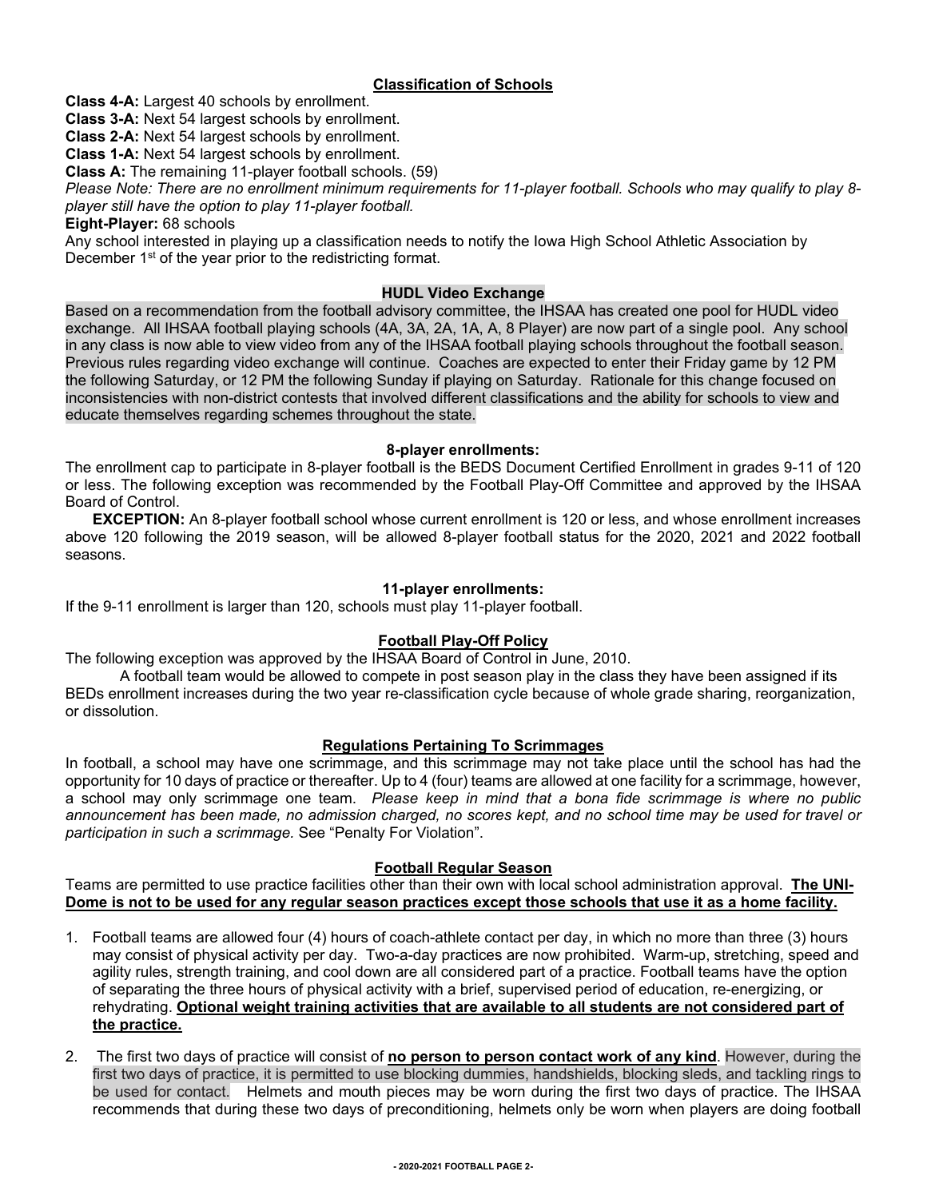## Classification of Schools

**Class 4-A:** Largest 40 schools by enrollment.
**Class 3-A:** Next 54 largest schools by enrollment.
**Class 2-A:** Next 54 largest schools by enrollment.
**Class 1-A:** Next 54 largest schools by enrollment.
**Class A:** The remaining 11-player football schools. (59)
*Please Note: There are no enrollment minimum requirements for 11-player football. Schools who may qualify to play 8-player still have the option to play 11-player football.*
**Eight-Player:** 68 schools
Any school interested in playing up a classification needs to notify the Iowa High School Athletic Association by December 1st of the year prior to the redistricting format.

## HUDL Video Exchange

Based on a recommendation from the football advisory committee, the IHSAA has created one pool for HUDL video exchange. All IHSAA football playing schools (4A, 3A, 2A, 1A, A, 8 Player) are now part of a single pool. Any school in any class is now able to view video from any of the IHSAA football playing schools throughout the football season. Previous rules regarding video exchange will continue. Coaches are expected to enter their Friday game by 12 PM the following Saturday, or 12 PM the following Sunday if playing on Saturday. Rationale for this change focused on inconsistencies with non-district contests that involved different classifications and the ability for schools to view and educate themselves regarding schemes throughout the state.

## 8-player enrollments:

The enrollment cap to participate in 8-player football is the BEDS Document Certified Enrollment in grades 9-11 of 120 or less. The following exception was recommended by the Football Play-Off Committee and approved by the IHSAA Board of Control.

**EXCEPTION:** An 8-player football school whose current enrollment is 120 or less, and whose enrollment increases above 120 following the 2019 season, will be allowed 8-player football status for the 2020, 2021 and 2022 football seasons.

## 11-player enrollments:

If the 9-11 enrollment is larger than 120, schools must play 11-player football.

## Football Play-Off Policy

The following exception was approved by the IHSAA Board of Control in June, 2010.

A football team would be allowed to compete in post season play in the class they have been assigned if its BEDs enrollment increases during the two year re-classification cycle because of whole grade sharing, reorganization, or dissolution.

## Regulations Pertaining To Scrimmages

In football, a school may have one scrimmage, and this scrimmage may not take place until the school has had the opportunity for 10 days of practice or thereafter. Up to 4 (four) teams are allowed at one facility for a scrimmage, however, a school may only scrimmage one team. *Please keep in mind that a bona fide scrimmage is where no public announcement has been made, no admission charged, no scores kept, and no school time may be used for travel or participation in such a scrimmage.* See "Penalty For Violation".

## Football Regular Season

Teams are permitted to use practice facilities other than their own with local school administration approval. **The UNI-Dome is not to be used for any regular season practices except those schools that use it as a home facility.**

1. Football teams are allowed four (4) hours of coach-athlete contact per day, in which no more than three (3) hours may consist of physical activity per day. Two-a-day practices are now prohibited. Warm-up, stretching, speed and agility rules, strength training, and cool down are all considered part of a practice. Football teams have the option of separating the three hours of physical activity with a brief, supervised period of education, re-energizing, or rehydrating. **Optional weight training activities that are available to all students are not considered part of the practice.**

2. The first two days of practice will consist of **no person to person contact work of any kind**. However, during the first two days of practice, it is permitted to use blocking dummies, handshields, blocking sleds, and tackling rings to be used for contact. Helmets and mouth pieces may be worn during the first two days of practice. The IHSAA recommends that during these two days of preconditioning, helmets only be worn when players are doing football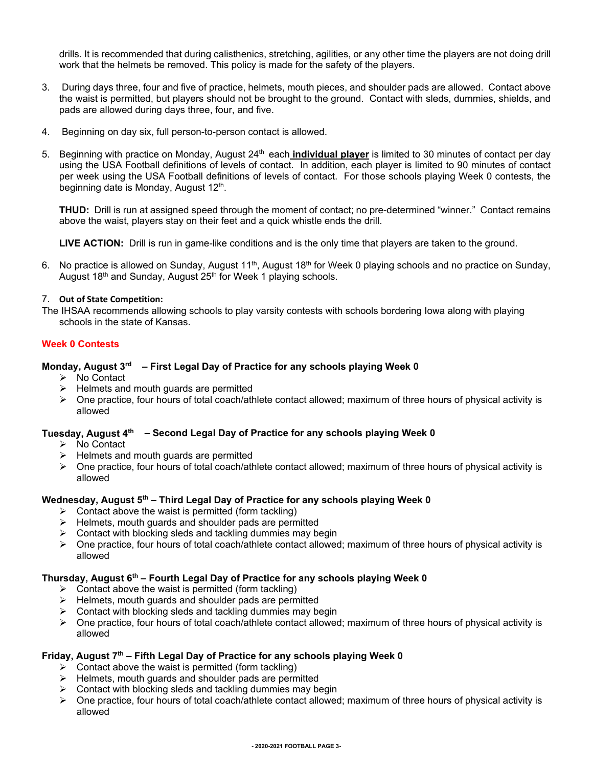drills. It is recommended that during calisthenics, stretching, agilities, or any other time the players are not doing drill work that the helmets be removed. This policy is made for the safety of the players.

3. During days three, four and five of practice, helmets, mouth pieces, and shoulder pads are allowed. Contact above the waist is permitted, but players should not be brought to the ground. Contact with sleds, dummies, shields, and pads are allowed during days three, four, and five.

4. Beginning on day six, full person-to-person contact is allowed.

5. Beginning with practice on Monday, August 24th each **individual player** is limited to 30 minutes of contact per day using the USA Football definitions of levels of contact. In addition, each player is limited to 90 minutes of contact per week using the USA Football definitions of levels of contact. For those schools playing Week 0 contests, the beginning date is Monday, August 12th.

   **THUD:** Drill is run at assigned speed through the moment of contact; no pre-determined "winner." Contact remains above the waist, players stay on their feet and a quick whistle ends the drill.

   **LIVE ACTION:** Drill is run in game-like conditions and is the only time that players are taken to the ground.

6. No practice is allowed on Sunday, August 11th, August 18th for Week 0 playing schools and no practice on Sunday, August 18th and Sunday, August 25th for Week 1 playing schools.

7. **Out of State Competition:**

The IHSAA recommends allowing schools to play varsity contests with schools bordering Iowa along with playing schools in the state of Kansas.

## Week 0 Contests

**Monday, August 3rd – First Legal Day of Practice for any schools playing Week 0**

- No Contact
- Helmets and mouth guards are permitted
- One practice, four hours of total coach/athlete contact allowed; maximum of three hours of physical activity is allowed

**Tuesday, August 4th – Second Legal Day of Practice for any schools playing Week 0**

- No Contact
- Helmets and mouth guards are permitted
- One practice, four hours of total coach/athlete contact allowed; maximum of three hours of physical activity is allowed

**Wednesday, August 5th – Third Legal Day of Practice for any schools playing Week 0**

- Contact above the waist is permitted (form tackling)
- Helmets, mouth guards and shoulder pads are permitted
- Contact with blocking sleds and tackling dummies may begin
- One practice, four hours of total coach/athlete contact allowed; maximum of three hours of physical activity is allowed

**Thursday, August 6th – Fourth Legal Day of Practice for any schools playing Week 0**

- Contact above the waist is permitted (form tackling)
- Helmets, mouth guards and shoulder pads are permitted
- Contact with blocking sleds and tackling dummies may begin
- One practice, four hours of total coach/athlete contact allowed; maximum of three hours of physical activity is allowed

**Friday, August 7th – Fifth Legal Day of Practice for any schools playing Week 0**

- Contact above the waist is permitted (form tackling)
- Helmets, mouth guards and shoulder pads are permitted
- Contact with blocking sleds and tackling dummies may begin
- One practice, four hours of total coach/athlete contact allowed; maximum of three hours of physical activity is allowed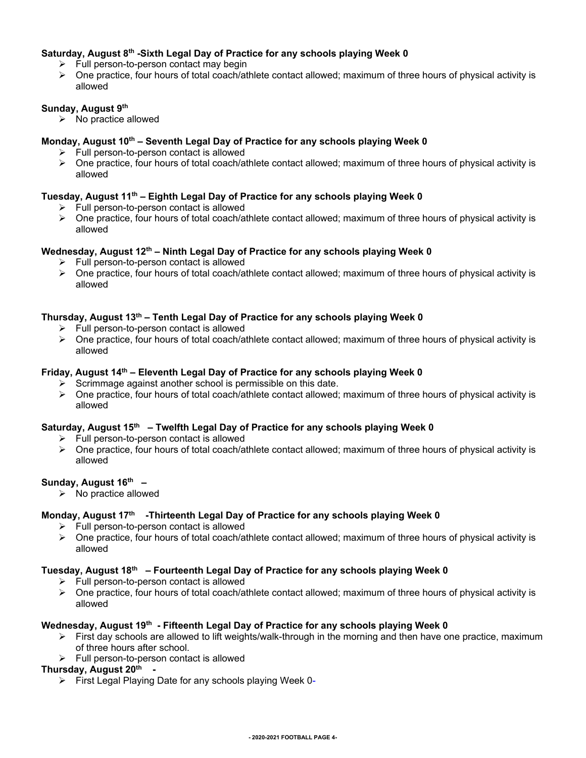**Saturday, August 8th -Sixth Legal Day of Practice for any schools playing Week 0**

- Full person-to-person contact may begin
- One practice, four hours of total coach/athlete contact allowed; maximum of three hours of physical activity is allowed

**Sunday, August 9th**

- No practice allowed

**Monday, August 10th – Seventh Legal Day of Practice for any schools playing Week 0**

- Full person-to-person contact is allowed
- One practice, four hours of total coach/athlete contact allowed; maximum of three hours of physical activity is allowed

**Tuesday, August 11th – Eighth Legal Day of Practice for any schools playing Week 0**

- Full person-to-person contact is allowed
- One practice, four hours of total coach/athlete contact allowed; maximum of three hours of physical activity is allowed

**Wednesday, August 12th – Ninth Legal Day of Practice for any schools playing Week 0**

- Full person-to-person contact is allowed
- One practice, four hours of total coach/athlete contact allowed; maximum of three hours of physical activity is allowed

**Thursday, August 13th – Tenth Legal Day of Practice for any schools playing Week 0**

- Full person-to-person contact is allowed
- One practice, four hours of total coach/athlete contact allowed; maximum of three hours of physical activity is allowed

**Friday, August 14th – Eleventh Legal Day of Practice for any schools playing Week 0**

- Scrimmage against another school is permissible on this date.
- One practice, four hours of total coach/athlete contact allowed; maximum of three hours of physical activity is allowed

**Saturday, August 15th – Twelfth Legal Day of Practice for any schools playing Week 0**

- Full person-to-person contact is allowed
- One practice, four hours of total coach/athlete contact allowed; maximum of three hours of physical activity is allowed

**Sunday, August 16th –**

- No practice allowed

**Monday, August 17th -Thirteenth Legal Day of Practice for any schools playing Week 0**

- Full person-to-person contact is allowed
- One practice, four hours of total coach/athlete contact allowed; maximum of three hours of physical activity is allowed

**Tuesday, August 18th – Fourteenth Legal Day of Practice for any schools playing Week 0**

- Full person-to-person contact is allowed
- One practice, four hours of total coach/athlete contact allowed; maximum of three hours of physical activity is allowed

**Wednesday, August 19th - Fifteenth Legal Day of Practice for any schools playing Week 0**

- First day schools are allowed to lift weights/walk-through in the morning and then have one practice, maximum of three hours after school.
- Full person-to-person contact is allowed

**Thursday, August 20th -**

- First Legal Playing Date for any schools playing Week 0-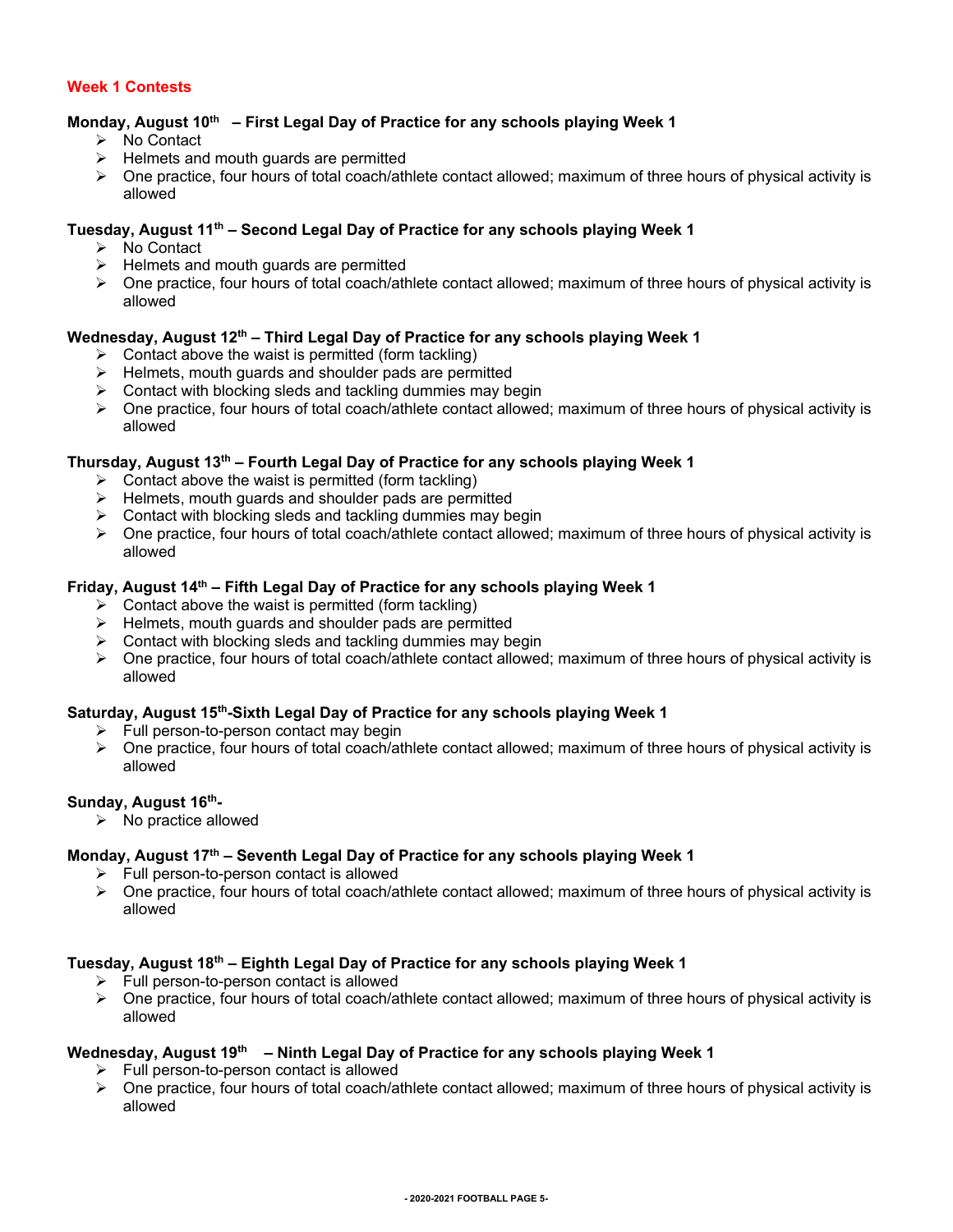## Week 1 Contests

**Monday, August 10th – First Legal Day of Practice for any schools playing Week 1**

- No Contact
- Helmets and mouth guards are permitted
- One practice, four hours of total coach/athlete contact allowed; maximum of three hours of physical activity is allowed

**Tuesday, August 11th – Second Legal Day of Practice for any schools playing Week 1**

- No Contact
- Helmets and mouth guards are permitted
- One practice, four hours of total coach/athlete contact allowed; maximum of three hours of physical activity is allowed

**Wednesday, August 12th – Third Legal Day of Practice for any schools playing Week 1**

- Contact above the waist is permitted (form tackling)
- Helmets, mouth guards and shoulder pads are permitted
- Contact with blocking sleds and tackling dummies may begin
- One practice, four hours of total coach/athlete contact allowed; maximum of three hours of physical activity is allowed

**Thursday, August 13th – Fourth Legal Day of Practice for any schools playing Week 1**

- Contact above the waist is permitted (form tackling)
- Helmets, mouth guards and shoulder pads are permitted
- Contact with blocking sleds and tackling dummies may begin
- One practice, four hours of total coach/athlete contact allowed; maximum of three hours of physical activity is allowed

**Friday, August 14th – Fifth Legal Day of Practice for any schools playing Week 1**

- Contact above the waist is permitted (form tackling)
- Helmets, mouth guards and shoulder pads are permitted
- Contact with blocking sleds and tackling dummies may begin
- One practice, four hours of total coach/athlete contact allowed; maximum of three hours of physical activity is allowed

**Saturday, August 15th-Sixth Legal Day of Practice for any schools playing Week 1**

- Full person-to-person contact may begin
- One practice, four hours of total coach/athlete contact allowed; maximum of three hours of physical activity is allowed

**Sunday, August 16th-**

- No practice allowed

**Monday, August 17th – Seventh Legal Day of Practice for any schools playing Week 1**

- Full person-to-person contact is allowed
- One practice, four hours of total coach/athlete contact allowed; maximum of three hours of physical activity is allowed

**Tuesday, August 18th – Eighth Legal Day of Practice for any schools playing Week 1**

- Full person-to-person contact is allowed
- One practice, four hours of total coach/athlete contact allowed; maximum of three hours of physical activity is allowed

**Wednesday, August 19th – Ninth Legal Day of Practice for any schools playing Week 1**

- Full person-to-person contact is allowed
- One practice, four hours of total coach/athlete contact allowed; maximum of three hours of physical activity is allowed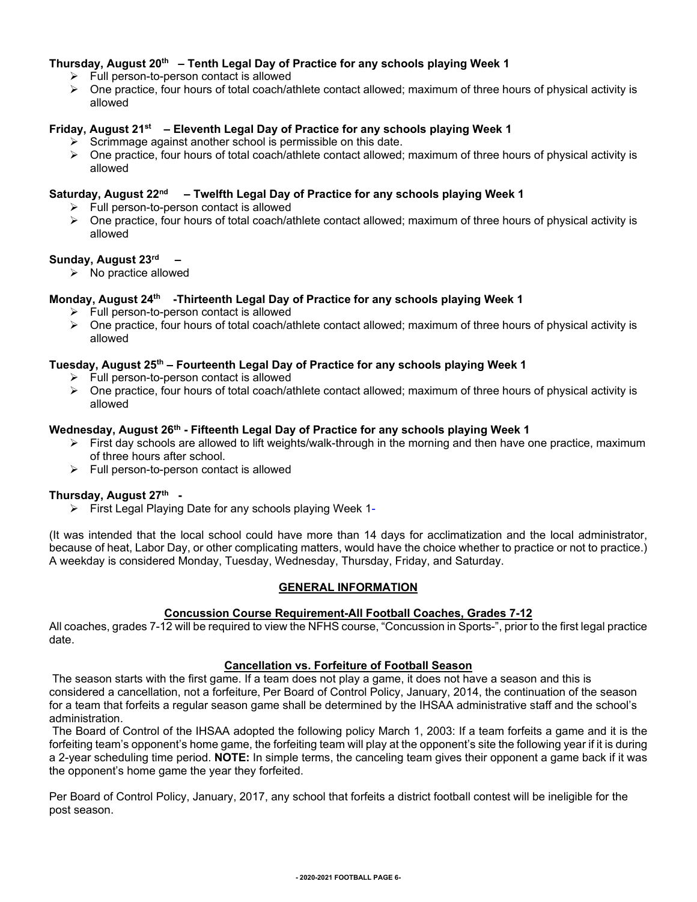**Thursday, August 20th – Tenth Legal Day of Practice for any schools playing Week 1**

- Full person-to-person contact is allowed
- One practice, four hours of total coach/athlete contact allowed; maximum of three hours of physical activity is allowed

**Friday, August 21st – Eleventh Legal Day of Practice for any schools playing Week 1**

- Scrimmage against another school is permissible on this date.
- One practice, four hours of total coach/athlete contact allowed; maximum of three hours of physical activity is allowed

**Saturday, August 22nd – Twelfth Legal Day of Practice for any schools playing Week 1**

- Full person-to-person contact is allowed
- One practice, four hours of total coach/athlete contact allowed; maximum of three hours of physical activity is allowed

**Sunday, August 23rd –**

- No practice allowed

**Monday, August 24th -Thirteenth Legal Day of Practice for any schools playing Week 1**

- Full person-to-person contact is allowed
- One practice, four hours of total coach/athlete contact allowed; maximum of three hours of physical activity is allowed

**Tuesday, August 25th – Fourteenth Legal Day of Practice for any schools playing Week 1**

- Full person-to-person contact is allowed
- One practice, four hours of total coach/athlete contact allowed; maximum of three hours of physical activity is allowed

**Wednesday, August 26th - Fifteenth Legal Day of Practice for any schools playing Week 1**

- First day schools are allowed to lift weights/walk-through in the morning and then have one practice, maximum of three hours after school.
- Full person-to-person contact is allowed

**Thursday, August 27th -**

- First Legal Playing Date for any schools playing Week 1-

(It was intended that the local school could have more than 14 days for acclimatization and the local administrator, because of heat, Labor Day, or other complicating matters, would have the choice whether to practice or not to practice.) A weekday is considered Monday, Tuesday, Wednesday, Thursday, Friday, and Saturday.

## GENERAL INFORMATION

### Concussion Course Requirement-All Football Coaches, Grades 7-12

All coaches, grades 7-12 will be required to view the NFHS course, "Concussion in Sports-", prior to the first legal practice date.

### Cancellation vs. Forfeiture of Football Season

The season starts with the first game. If a team does not play a game, it does not have a season and this is considered a cancellation, not a forfeiture, Per Board of Control Policy, January, 2014, the continuation of the season for a team that forfeits a regular season game shall be determined by the IHSAA administrative staff and the school's administration.

The Board of Control of the IHSAA adopted the following policy March 1, 2003: If a team forfeits a game and it is the forfeiting team's opponent's home game, the forfeiting team will play at the opponent's site the following year if it is during a 2-year scheduling time period. **NOTE:** In simple terms, the canceling team gives their opponent a game back if it was the opponent's home game the year they forfeited.

Per Board of Control Policy, January, 2017, any school that forfeits a district football contest will be ineligible for the post season.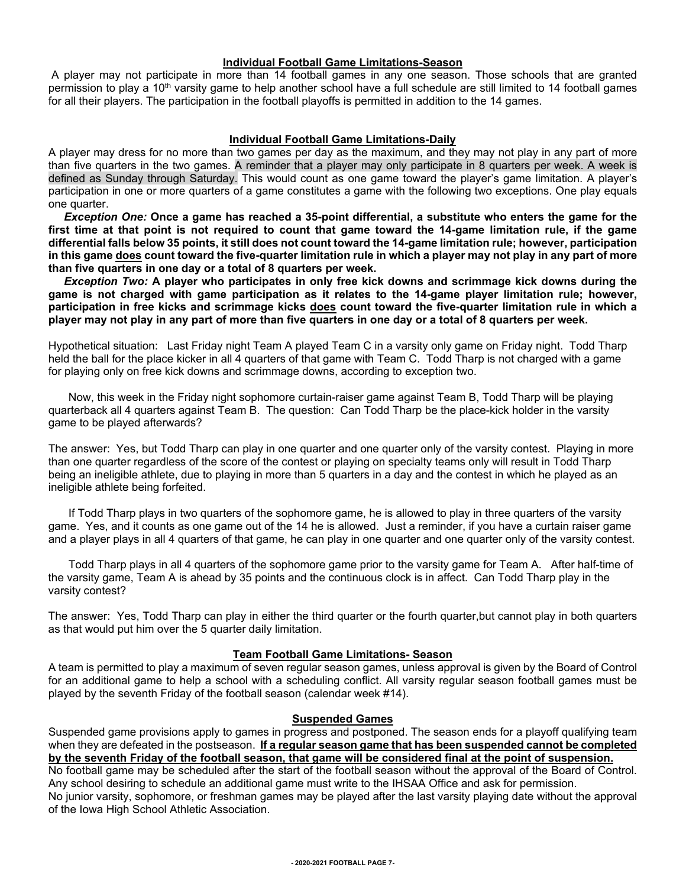## Individual Football Game Limitations-Season

A player may not participate in more than 14 football games in any one season. Those schools that are granted permission to play a 10th varsity game to help another school have a full schedule are still limited to 14 football games for all their players. The participation in the football playoffs is permitted in addition to the 14 games.

## Individual Football Game Limitations-Daily

A player may dress for no more than two games per day as the maximum, and they may not play in any part of more than five quarters in the two games. A reminder that a player may only participate in 8 quarters per week. A week is defined as Sunday through Saturday. This would count as one game toward the player's game limitation. A player's participation in one or more quarters of a game constitutes a game with the following two exceptions. One play equals one quarter.

***Exception One:*** **Once a game has reached a 35-point differential, a substitute who enters the game for the first time at that point is not required to count that game toward the 14-game limitation rule, if the game differential falls below 35 points, it still does not count toward the 14-game limitation rule; however, participation in this game does count toward the five-quarter limitation rule in which a player may not play in any part of more than five quarters in one day or a total of 8 quarters per week.**

***Exception Two:*** **A player who participates in only free kick downs and scrimmage kick downs during the game is not charged with game participation as it relates to the 14-game player limitation rule; however, participation in free kicks and scrimmage kicks does count toward the five-quarter limitation rule in which a player may not play in any part of more than five quarters in one day or a total of 8 quarters per week.**

Hypothetical situation: Last Friday night Team A played Team C in a varsity only game on Friday night. Todd Tharp held the ball for the place kicker in all 4 quarters of that game with Team C. Todd Tharp is not charged with a game for playing only on free kick downs and scrimmage downs, according to exception two.

Now, this week in the Friday night sophomore curtain-raiser game against Team B, Todd Tharp will be playing quarterback all 4 quarters against Team B. The question: Can Todd Tharp be the place-kick holder in the varsity game to be played afterwards?

The answer: Yes, but Todd Tharp can play in one quarter and one quarter only of the varsity contest. Playing in more than one quarter regardless of the score of the contest or playing on specialty teams only will result in Todd Tharp being an ineligible athlete, due to playing in more than 5 quarters in a day and the contest in which he played as an ineligible athlete being forfeited.

If Todd Tharp plays in two quarters of the sophomore game, he is allowed to play in three quarters of the varsity game. Yes, and it counts as one game out of the 14 he is allowed. Just a reminder, if you have a curtain raiser game and a player plays in all 4 quarters of that game, he can play in one quarter and one quarter only of the varsity contest.

Todd Tharp plays in all 4 quarters of the sophomore game prior to the varsity game for Team A. After half-time of the varsity game, Team A is ahead by 35 points and the continuous clock is in affect. Can Todd Tharp play in the varsity contest?

The answer: Yes, Todd Tharp can play in either the third quarter or the fourth quarter,but cannot play in both quarters as that would put him over the 5 quarter daily limitation.

## Team Football Game Limitations- Season

A team is permitted to play a maximum of seven regular season games, unless approval is given by the Board of Control for an additional game to help a school with a scheduling conflict. All varsity regular season football games must be played by the seventh Friday of the football season (calendar week #14).

## Suspended Games

Suspended game provisions apply to games in progress and postponed. The season ends for a playoff qualifying team when they are defeated in the postseason. **If a regular season game that has been suspended cannot be completed by the seventh Friday of the football season, that game will be considered final at the point of suspension.**
No football game may be scheduled after the start of the football season without the approval of the Board of Control. Any school desiring to schedule an additional game must write to the IHSAA Office and ask for permission.
No junior varsity, sophomore, or freshman games may be played after the last varsity playing date without the approval of the Iowa High School Athletic Association.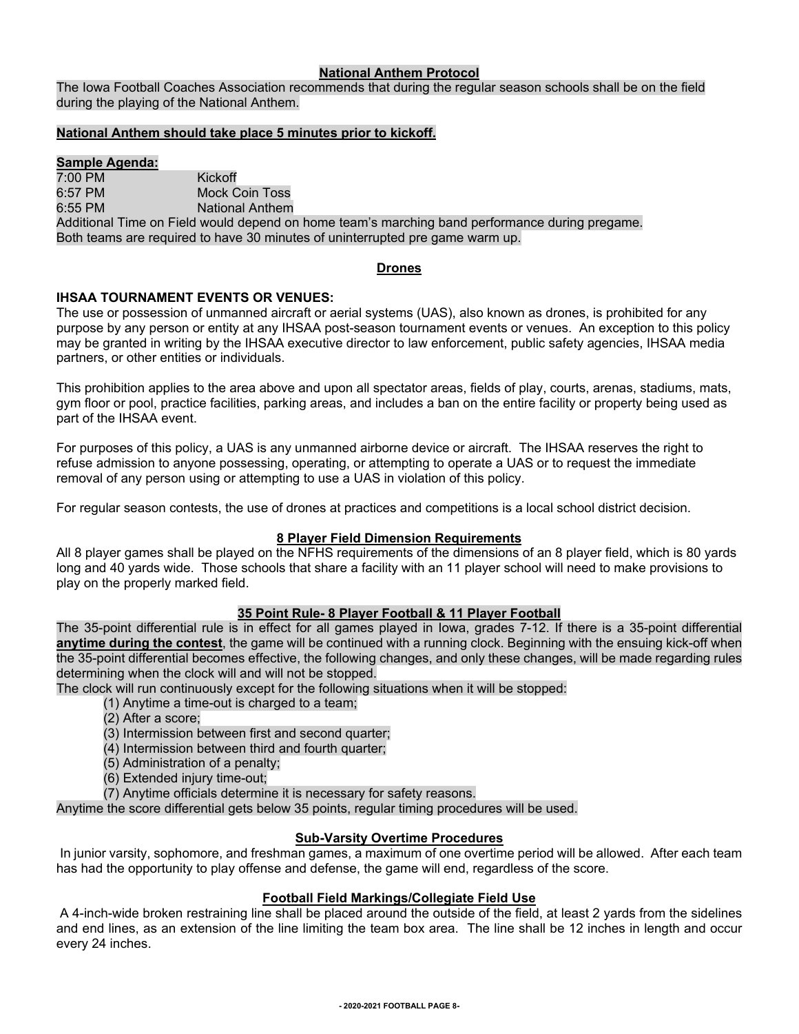## National Anthem Protocol

The Iowa Football Coaches Association recommends that during the regular season schools shall be on the field during the playing of the National Anthem.

**National Anthem should take place 5 minutes prior to kickoff.**

**Sample Agenda:**

| | |
|---|---|
| 7:00 PM | Kickoff |
| 6:57 PM | Mock Coin Toss |
| 6:55 PM | National Anthem |

Additional Time on Field would depend on home team's marching band performance during pregame.
Both teams are required to have 30 minutes of uninterrupted pre game warm up.

## Drones

**IHSAA TOURNAMENT EVENTS OR VENUES:**

The use or possession of unmanned aircraft or aerial systems (UAS), also known as drones, is prohibited for any purpose by any person or entity at any IHSAA post-season tournament events or venues. An exception to this policy may be granted in writing by the IHSAA executive director to law enforcement, public safety agencies, IHSAA media partners, or other entities or individuals.

This prohibition applies to the area above and upon all spectator areas, fields of play, courts, arenas, stadiums, mats, gym floor or pool, practice facilities, parking areas, and includes a ban on the entire facility or property being used as part of the IHSAA event.

For purposes of this policy, a UAS is any unmanned airborne device or aircraft. The IHSAA reserves the right to refuse admission to anyone possessing, operating, or attempting to operate a UAS or to request the immediate removal of any person using or attempting to use a UAS in violation of this policy.

For regular season contests, the use of drones at practices and competitions is a local school district decision.

## 8 Player Field Dimension Requirements

All 8 player games shall be played on the NFHS requirements of the dimensions of an 8 player field, which is 80 yards long and 40 yards wide. Those schools that share a facility with an 11 player school will need to make provisions to play on the properly marked field.

## 35 Point Rule- 8 Player Football & 11 Player Football

The 35-point differential rule is in effect for all games played in Iowa, grades 7-12. If there is a 35-point differential **anytime during the contest**, the game will be continued with a running clock. Beginning with the ensuing kick-off when the 35-point differential becomes effective, the following changes, and only these changes, will be made regarding rules determining when the clock will and will not be stopped.

The clock will run continuously except for the following situations when it will be stopped:

(1) Anytime a time-out is charged to a team;
(2) After a score;
(3) Intermission between first and second quarter;
(4) Intermission between third and fourth quarter;
(5) Administration of a penalty;
(6) Extended injury time-out;
(7) Anytime officials determine it is necessary for safety reasons.

Anytime the score differential gets below 35 points, regular timing procedures will be used.

## Sub-Varsity Overtime Procedures

In junior varsity, sophomore, and freshman games, a maximum of one overtime period will be allowed. After each team has had the opportunity to play offense and defense, the game will end, regardless of the score.

## Football Field Markings/Collegiate Field Use

A 4-inch-wide broken restraining line shall be placed around the outside of the field, at least 2 yards from the sidelines and end lines, as an extension of the line limiting the team box area. The line shall be 12 inches in length and occur every 24 inches.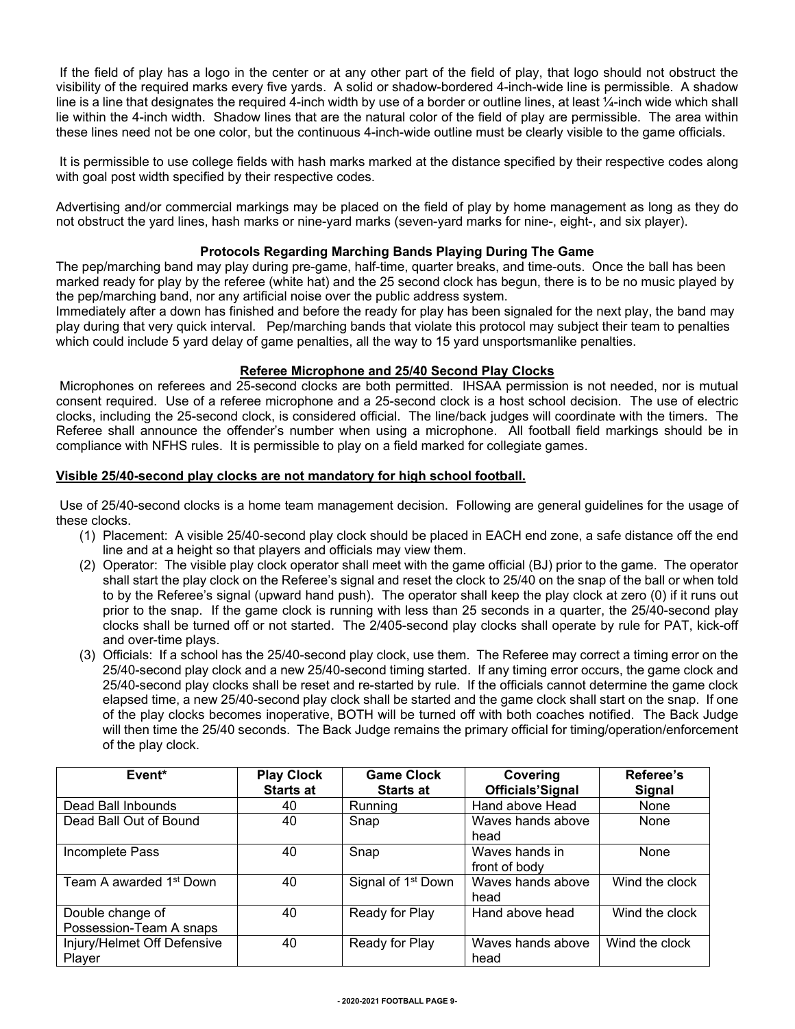If the field of play has a logo in the center or at any other part of the field of play, that logo should not obstruct the visibility of the required marks every five yards. A solid or shadow-bordered 4-inch-wide line is permissible. A shadow line is a line that designates the required 4-inch width by use of a border or outline lines, at least ¼-inch wide which shall lie within the 4-inch width. Shadow lines that are the natural color of the field of play are permissible. The area within these lines need not be one color, but the continuous 4-inch-wide outline must be clearly visible to the game officials.

It is permissible to use college fields with hash marks marked at the distance specified by their respective codes along with goal post width specified by their respective codes.

Advertising and/or commercial markings may be placed on the field of play by home management as long as they do not obstruct the yard lines, hash marks or nine-yard marks (seven-yard marks for nine-, eight-, and six player).

**Protocols Regarding Marching Bands Playing During The Game**

The pep/marching band may play during pre-game, half-time, quarter breaks, and time-outs. Once the ball has been marked ready for play by the referee (white hat) and the 25 second clock has begun, there is to be no music played by the pep/marching band, nor any artificial noise over the public address system.

Immediately after a down has finished and before the ready for play has been signaled for the next play, the band may play during that very quick interval. Pep/marching bands that violate this protocol may subject their team to penalties which could include 5 yard delay of game penalties, all the way to 15 yard unsportsmanlike penalties.

**Referee Microphone and 25/40 Second Play Clocks**

Microphones on referees and 25-second clocks are both permitted. IHSAA permission is not needed, nor is mutual consent required. Use of a referee microphone and a 25-second clock is a host school decision. The use of electric clocks, including the 25-second clock, is considered official. The line/back judges will coordinate with the timers. The Referee shall announce the offender's number when using a microphone. All football field markings should be in compliance with NFHS rules. It is permissible to play on a field marked for collegiate games.

**Visible 25/40-second play clocks are not mandatory for high school football.**

Use of 25/40-second clocks is a home team management decision. Following are general guidelines for the usage of these clocks.

1. Placement: A visible 25/40-second play clock should be placed in EACH end zone, a safe distance off the end line and at a height so that players and officials may view them.
2. Operator: The visible play clock operator shall meet with the game official (BJ) prior to the game. The operator shall start the play clock on the Referee's signal and reset the clock to 25/40 on the snap of the ball or when told to by the Referee's signal (upward hand push). The operator shall keep the play clock at zero (0) if it runs out prior to the snap. If the game clock is running with less than 25 seconds in a quarter, the 25/40-second play clocks shall be turned off or not started. The 2/405-second play clocks shall operate by rule for PAT, kick-off and over-time plays.
3. Officials: If a school has the 25/40-second play clock, use them. The Referee may correct a timing error on the 25/40-second play clock and a new 25/40-second timing started. If any timing error occurs, the game clock and 25/40-second play clocks shall be reset and re-started by rule. If the officials cannot determine the game clock elapsed time, a new 25/40-second play clock shall be started and the game clock shall start on the snap. If one of the play clocks becomes inoperative, BOTH will be turned off with both coaches notified. The Back Judge will then time the 25/40 seconds. The Back Judge remains the primary official for timing/operation/enforcement of the play clock.

| Event* | Play Clock Starts at | Game Clock Starts at | Covering Officials'Signal | Referee's Signal |
|---|---|---|---|---|
| Dead Ball Inbounds | 40 | Running | Hand above Head | None |
| Dead Ball Out of Bound | 40 | Snap | Waves hands above head | None |
| Incomplete Pass | 40 | Snap | Waves hands in front of body | None |
| Team A awarded 1st Down | 40 | Signal of 1st Down | Waves hands above head | Wind the clock |
| Double change of Possession-Team A snaps | 40 | Ready for Play | Hand above head | Wind the clock |
| Injury/Helmet Off Defensive Player | 40 | Ready for Play | Waves hands above head | Wind the clock |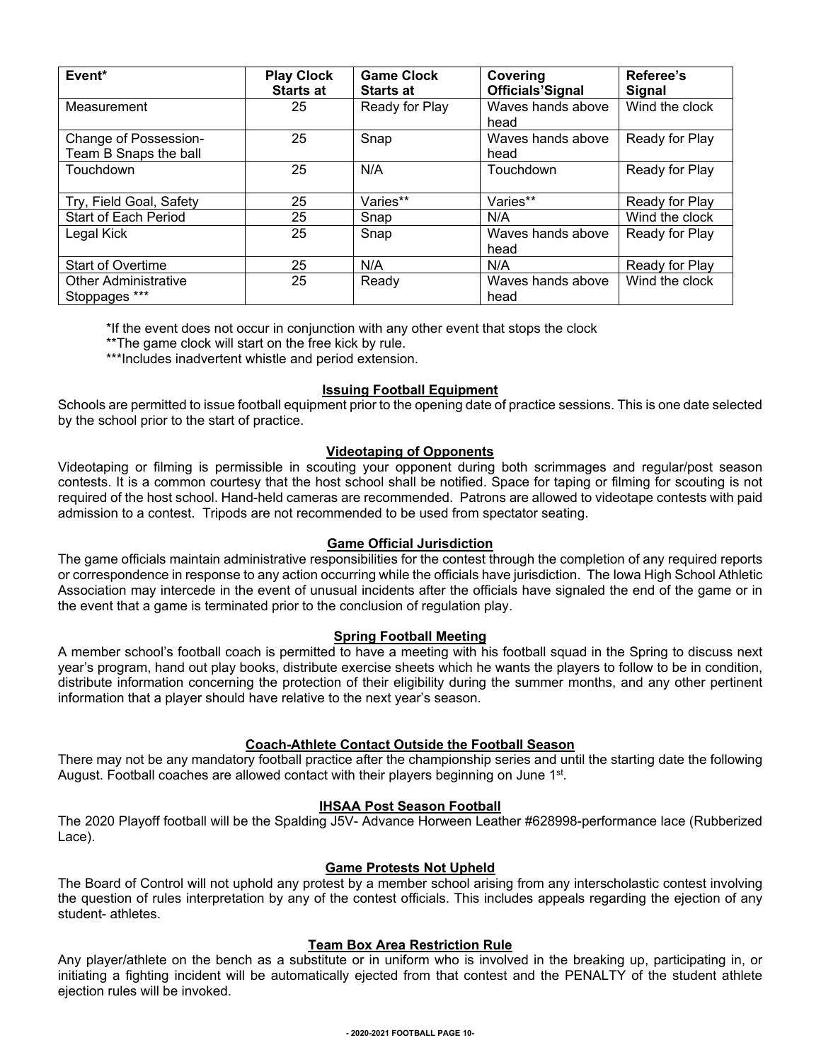| Event* | Play Clock Starts at | Game Clock Starts at | Covering Officials'Signal | Referee's Signal |
|---|---|---|---|---|
| Measurement | 25 | Ready for Play | Waves hands above head | Wind the clock |
| Change of Possession- Team B Snaps the ball | 25 | Snap | Waves hands above head | Ready for Play |
| Touchdown | 25 | N/A | Touchdown | Ready for Play |
| Try, Field Goal, Safety | 25 | Varies** | Varies** | Ready for Play |
| Start of Each Period | 25 | Snap | N/A | Wind the clock |
| Legal Kick | 25 | Snap | Waves hands above head | Ready for Play |
| Start of Overtime | 25 | N/A | N/A | Ready for Play |
| Other Administrative Stoppages *** | 25 | Ready | Waves hands above head | Wind the clock |

*If the event does not occur in conjunction with any other event that stops the clock

**The game clock will start on the free kick by rule.

***Includes inadvertent whistle and period extension.

### Issuing Football Equipment

Schools are permitted to issue football equipment prior to the opening date of practice sessions. This is one date selected by the school prior to the start of practice.

### Videotaping of Opponents

Videotaping or filming is permissible in scouting your opponent during both scrimmages and regular/post season contests. It is a common courtesy that the host school shall be notified. Space for taping or filming for scouting is not required of the host school. Hand-held cameras are recommended. Patrons are allowed to videotape contests with paid admission to a contest. Tripods are not recommended to be used from spectator seating.

### Game Official Jurisdiction

The game officials maintain administrative responsibilities for the contest through the completion of any required reports or correspondence in response to any action occurring while the officials have jurisdiction. The Iowa High School Athletic Association may intercede in the event of unusual incidents after the officials have signaled the end of the game or in the event that a game is terminated prior to the conclusion of regulation play.

### Spring Football Meeting

A member school's football coach is permitted to have a meeting with his football squad in the Spring to discuss next year's program, hand out play books, distribute exercise sheets which he wants the players to follow to be in condition, distribute information concerning the protection of their eligibility during the summer months, and any other pertinent information that a player should have relative to the next year's season.

### Coach-Athlete Contact Outside the Football Season

There may not be any mandatory football practice after the championship series and until the starting date the following August. Football coaches are allowed contact with their players beginning on June 1st.

### IHSAA Post Season Football

The 2020 Playoff football will be the Spalding J5V- Advance Horween Leather #628998-performance lace (Rubberized Lace).

### Game Protests Not Upheld

The Board of Control will not uphold any protest by a member school arising from any interscholastic contest involving the question of rules interpretation by any of the contest officials. This includes appeals regarding the ejection of any student- athletes.

### Team Box Area Restriction Rule

Any player/athlete on the bench as a substitute or in uniform who is involved in the breaking up, participating in, or initiating a fighting incident will be automatically ejected from that contest and the PENALTY of the student athlete ejection rules will be invoked.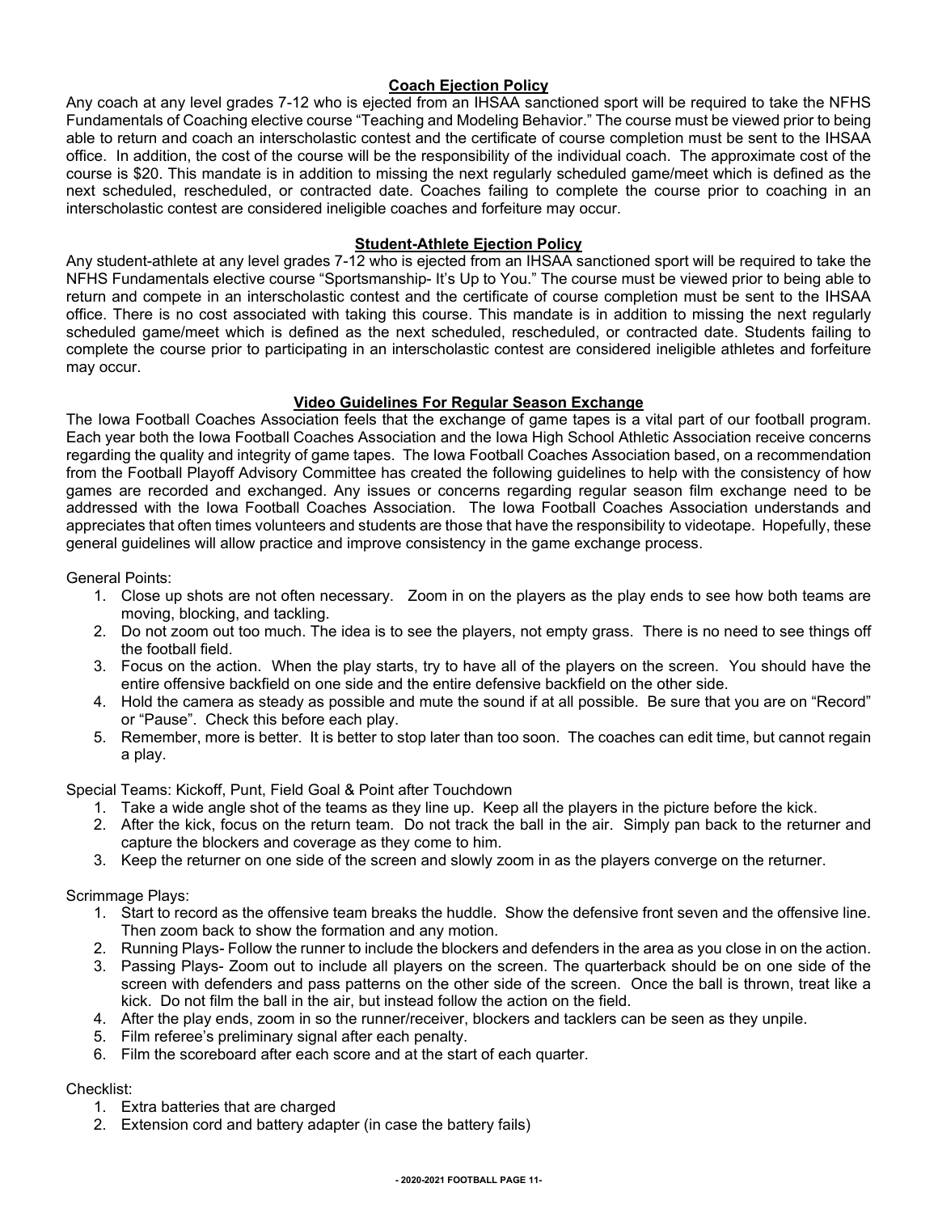## Coach Ejection Policy

Any coach at any level grades 7-12 who is ejected from an IHSAA sanctioned sport will be required to take the NFHS Fundamentals of Coaching elective course "Teaching and Modeling Behavior." The course must be viewed prior to being able to return and coach an interscholastic contest and the certificate of course completion must be sent to the IHSAA office. In addition, the cost of the course will be the responsibility of the individual coach. The approximate cost of the course is $20. This mandate is in addition to missing the next regularly scheduled game/meet which is defined as the next scheduled, rescheduled, or contracted date. Coaches failing to complete the course prior to coaching in an interscholastic contest are considered ineligible coaches and forfeiture may occur.

## Student-Athlete Ejection Policy

Any student-athlete at any level grades 7-12 who is ejected from an IHSAA sanctioned sport will be required to take the NFHS Fundamentals elective course "Sportsmanship- It's Up to You." The course must be viewed prior to being able to return and compete in an interscholastic contest and the certificate of course completion must be sent to the IHSAA office. There is no cost associated with taking this course. This mandate is in addition to missing the next regularly scheduled game/meet which is defined as the next scheduled, rescheduled, or contracted date. Students failing to complete the course prior to participating in an interscholastic contest are considered ineligible athletes and forfeiture may occur.

## Video Guidelines For Regular Season Exchange

The Iowa Football Coaches Association feels that the exchange of game tapes is a vital part of our football program. Each year both the Iowa Football Coaches Association and the Iowa High School Athletic Association receive concerns regarding the quality and integrity of game tapes. The Iowa Football Coaches Association based, on a recommendation from the Football Playoff Advisory Committee has created the following guidelines to help with the consistency of how games are recorded and exchanged. Any issues or concerns regarding regular season film exchange need to be addressed with the Iowa Football Coaches Association. The Iowa Football Coaches Association understands and appreciates that often times volunteers and students are those that have the responsibility to videotape. Hopefully, these general guidelines will allow practice and improve consistency in the game exchange process.

General Points:

1. Close up shots are not often necessary. Zoom in on the players as the play ends to see how both teams are moving, blocking, and tackling.
2. Do not zoom out too much. The idea is to see the players, not empty grass. There is no need to see things off the football field.
3. Focus on the action. When the play starts, try to have all of the players on the screen. You should have the entire offensive backfield on one side and the entire defensive backfield on the other side.
4. Hold the camera as steady as possible and mute the sound if at all possible. Be sure that you are on "Record" or "Pause". Check this before each play.
5. Remember, more is better. It is better to stop later than too soon. The coaches can edit time, but cannot regain a play.

Special Teams: Kickoff, Punt, Field Goal & Point after Touchdown

1. Take a wide angle shot of the teams as they line up. Keep all the players in the picture before the kick.
2. After the kick, focus on the return team. Do not track the ball in the air. Simply pan back to the returner and capture the blockers and coverage as they come to him.
3. Keep the returner on one side of the screen and slowly zoom in as the players converge on the returner.

Scrimmage Plays:

1. Start to record as the offensive team breaks the huddle. Show the defensive front seven and the offensive line. Then zoom back to show the formation and any motion.
2. Running Plays- Follow the runner to include the blockers and defenders in the area as you close in on the action.
3. Passing Plays- Zoom out to include all players on the screen. The quarterback should be on one side of the screen with defenders and pass patterns on the other side of the screen. Once the ball is thrown, treat like a kick. Do not film the ball in the air, but instead follow the action on the field.
4. After the play ends, zoom in so the runner/receiver, blockers and tacklers can be seen as they unpile.
5. Film referee's preliminary signal after each penalty.
6. Film the scoreboard after each score and at the start of each quarter.

Checklist:

1. Extra batteries that are charged
2. Extension cord and battery adapter (in case the battery fails)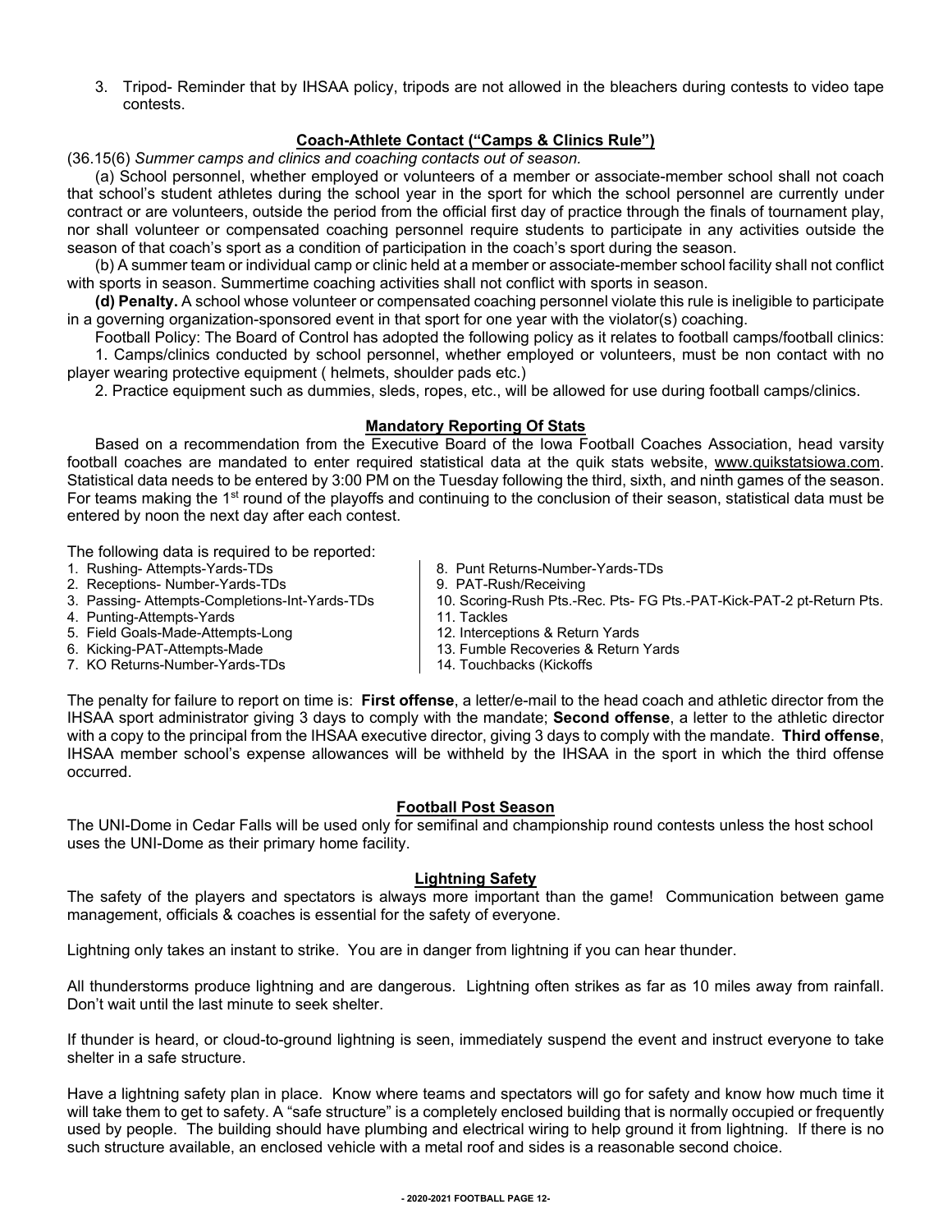3. Tripod- Reminder that by IHSAA policy, tripods are not allowed in the bleachers during contests to video tape contests.

## Coach-Athlete Contact ("Camps & Clinics Rule")

(36.15(6) *Summer camps and clinics and coaching contacts out of season.*

(a) School personnel, whether employed or volunteers of a member or associate-member school shall not coach that school's student athletes during the school year in the sport for which the school personnel are currently under contract or are volunteers, outside the period from the official first day of practice through the finals of tournament play, nor shall volunteer or compensated coaching personnel require students to participate in any activities outside the season of that coach's sport as a condition of participation in the coach's sport during the season.

(b) A summer team or individual camp or clinic held at a member or associate-member school facility shall not conflict with sports in season. Summertime coaching activities shall not conflict with sports in season.

**(d) Penalty.** A school whose volunteer or compensated coaching personnel violate this rule is ineligible to participate in a governing organization-sponsored event in that sport for one year with the violator(s) coaching.

Football Policy: The Board of Control has adopted the following policy as it relates to football camps/football clinics:

1. Camps/clinics conducted by school personnel, whether employed or volunteers, must be non contact with no player wearing protective equipment ( helmets, shoulder pads etc.)

2. Practice equipment such as dummies, sleds, ropes, etc., will be allowed for use during football camps/clinics.

## Mandatory Reporting Of Stats

Based on a recommendation from the Executive Board of the Iowa Football Coaches Association, head varsity football coaches are mandated to enter required statistical data at the quik stats website, www.quikstatsiowa.com. Statistical data needs to be entered by 3:00 PM on the Tuesday following the third, sixth, and ninth games of the season. For teams making the 1st round of the playoffs and continuing to the conclusion of their season, statistical data must be entered by noon the next day after each contest.

The following data is required to be reported:

1. Rushing- Attempts-Yards-TDs
2. Receptions- Number-Yards-TDs
3. Passing- Attempts-Completions-Int-Yards-TDs
4. Punting-Attempts-Yards
5. Field Goals-Made-Attempts-Long
6. Kicking-PAT-Attempts-Made
7. KO Returns-Number-Yards-TDs
8. Punt Returns-Number-Yards-TDs
9. PAT-Rush/Receiving
10. Scoring-Rush Pts.-Rec. Pts- FG Pts.-PAT-Kick-PAT-2 pt-Return Pts.
11. Tackles
12. Interceptions & Return Yards
13. Fumble Recoveries & Return Yards
14. Touchbacks (Kickoffs

The penalty for failure to report on time is: **First offense**, a letter/e-mail to the head coach and athletic director from the IHSAA sport administrator giving 3 days to comply with the mandate; **Second offense**, a letter to the athletic director with a copy to the principal from the IHSAA executive director, giving 3 days to comply with the mandate. **Third offense**, IHSAA member school's expense allowances will be withheld by the IHSAA in the sport in which the third offense occurred.

## Football Post Season

The UNI-Dome in Cedar Falls will be used only for semifinal and championship round contests unless the host school uses the UNI-Dome as their primary home facility.

## Lightning Safety

The safety of the players and spectators is always more important than the game! Communication between game management, officials & coaches is essential for the safety of everyone.

Lightning only takes an instant to strike. You are in danger from lightning if you can hear thunder.

All thunderstorms produce lightning and are dangerous. Lightning often strikes as far as 10 miles away from rainfall. Don't wait until the last minute to seek shelter.

If thunder is heard, or cloud-to-ground lightning is seen, immediately suspend the event and instruct everyone to take shelter in a safe structure.

Have a lightning safety plan in place. Know where teams and spectators will go for safety and know how much time it will take them to get to safety. A "safe structure" is a completely enclosed building that is normally occupied or frequently used by people. The building should have plumbing and electrical wiring to help ground it from lightning. If there is no such structure available, an enclosed vehicle with a metal roof and sides is a reasonable second choice.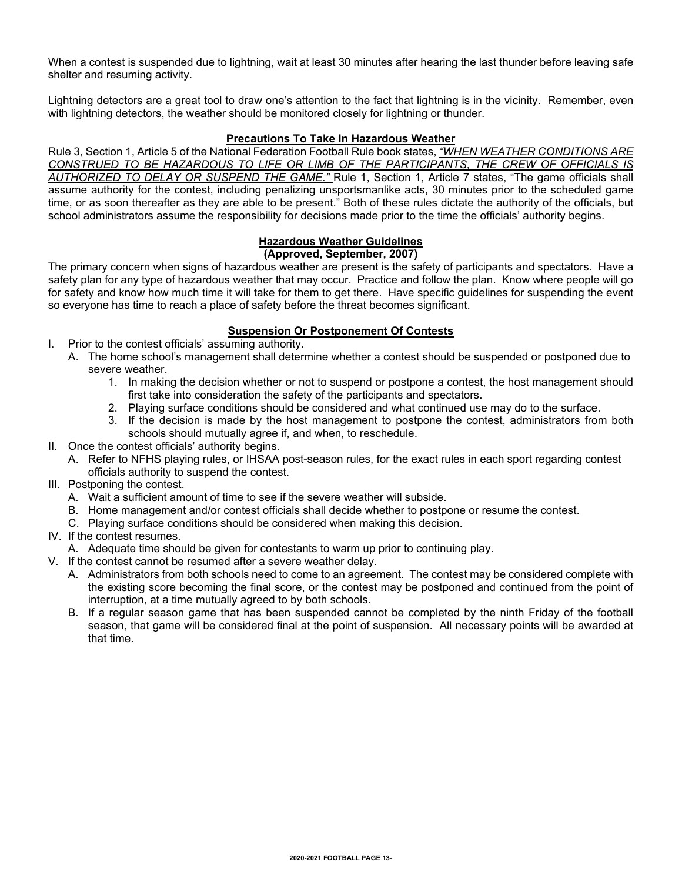When a contest is suspended due to lightning, wait at least 30 minutes after hearing the last thunder before leaving safe shelter and resuming activity.

Lightning detectors are a great tool to draw one's attention to the fact that lightning is in the vicinity. Remember, even with lightning detectors, the weather should be monitored closely for lightning or thunder.

### Precautions To Take In Hazardous Weather

Rule 3, Section 1, Article 5 of the National Federation Football Rule book states, *"WHEN WEATHER CONDITIONS ARE CONSTRUED TO BE HAZARDOUS TO LIFE OR LIMB OF THE PARTICIPANTS, THE CREW OF OFFICIALS IS AUTHORIZED TO DELAY OR SUSPEND THE GAME."* Rule 1, Section 1, Article 7 states, "The game officials shall assume authority for the contest, including penalizing unsportsmanlike acts, 30 minutes prior to the scheduled game time, or as soon thereafter as they are able to be present." Both of these rules dictate the authority of the officials, but school administrators assume the responsibility for decisions made prior to the time the officials' authority begins.

### Hazardous Weather Guidelines
**(Approved, September, 2007)**

The primary concern when signs of hazardous weather are present is the safety of participants and spectators. Have a safety plan for any type of hazardous weather that may occur. Practice and follow the plan. Know where people will go for safety and know how much time it will take for them to get there. Have specific guidelines for suspending the event so everyone has time to reach a place of safety before the threat becomes significant.

### Suspension Or Postponement Of Contests

I. Prior to the contest officials' assuming authority.
   - A. The home school's management shall determine whether a contest should be suspended or postponed due to severe weather.
     1. In making the decision whether or not to suspend or postpone a contest, the host management should first take into consideration the safety of the participants and spectators.
     2. Playing surface conditions should be considered and what continued use may do to the surface.
     3. If the decision is made by the host management to postpone the contest, administrators from both schools should mutually agree if, and when, to reschedule.

II. Once the contest officials' authority begins.
   - A. Refer to NFHS playing rules, or IHSAA post-season rules, for the exact rules in each sport regarding contest officials authority to suspend the contest.

III. Postponing the contest.
   - A. Wait a sufficient amount of time to see if the severe weather will subside.
   - B. Home management and/or contest officials shall decide whether to postpone or resume the contest.
   - C. Playing surface conditions should be considered when making this decision.

IV. If the contest resumes.
   - A. Adequate time should be given for contestants to warm up prior to continuing play.

V. If the contest cannot be resumed after a severe weather delay.
   - A. Administrators from both schools need to come to an agreement. The contest may be considered complete with the existing score becoming the final score, or the contest may be postponed and continued from the point of interruption, at a time mutually agreed to by both schools.
   - B. If a regular season game that has been suspended cannot be completed by the ninth Friday of the football season, that game will be considered final at the point of suspension. All necessary points will be awarded at that time.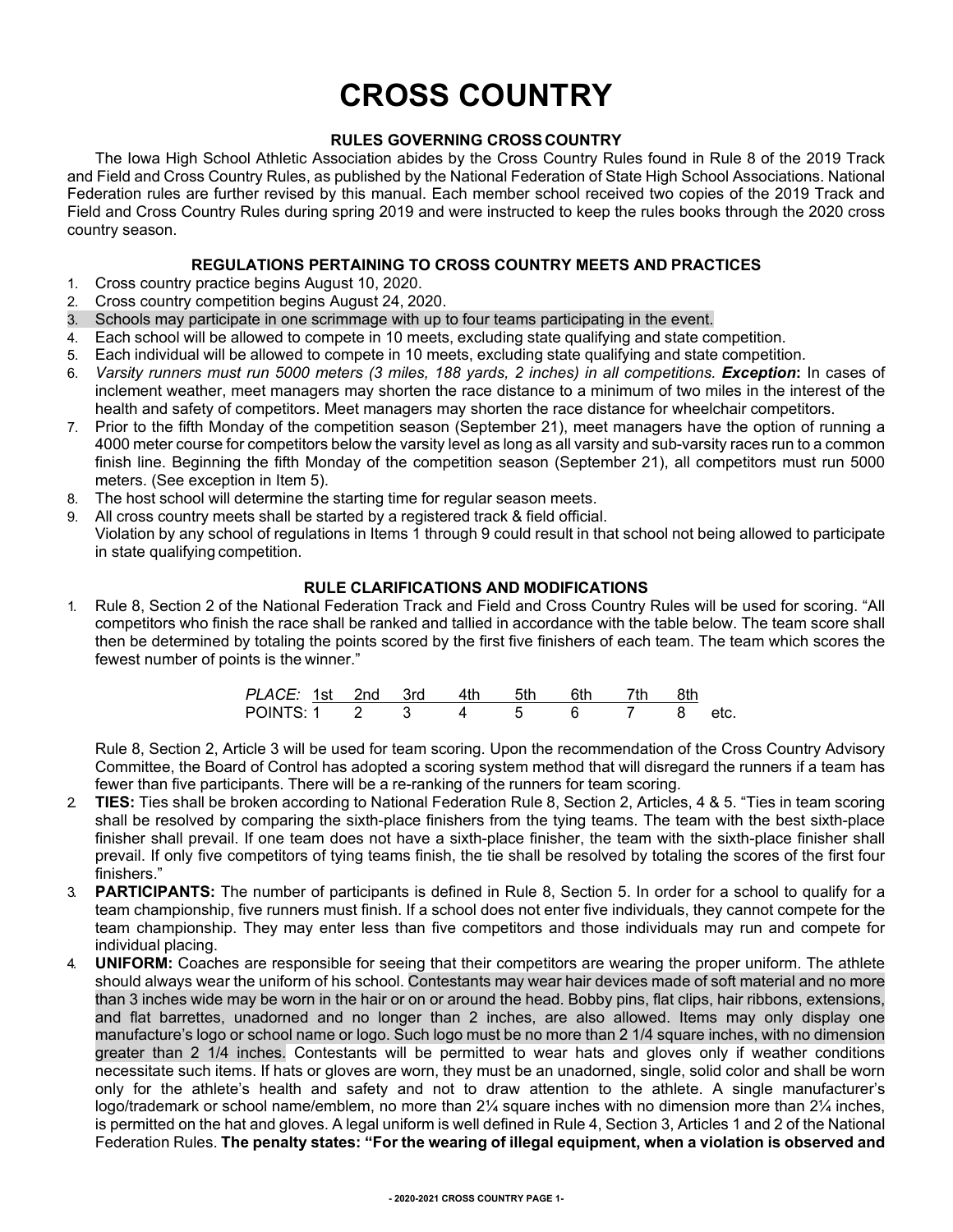# CROSS COUNTRY

## RULES GOVERNING CROSS COUNTRY

The Iowa High School Athletic Association abides by the Cross Country Rules found in Rule 8 of the 2019 Track and Field and Cross Country Rules, as published by the National Federation of State High School Associations. National Federation rules are further revised by this manual. Each member school received two copies of the 2019 Track and Field and Cross Country Rules during spring 2019 and were instructed to keep the rules books through the 2020 cross country season.

## REGULATIONS PERTAINING TO CROSS COUNTRY MEETS AND PRACTICES

1. Cross country practice begins August 10, 2020.
2. Cross country competition begins August 24, 2020.
3. Schools may participate in one scrimmage with up to four teams participating in the event.
4. Each school will be allowed to compete in 10 meets, excluding state qualifying and state competition.
5. Each individual will be allowed to compete in 10 meets, excluding state qualifying and state competition.
6. *Varsity runners must run 5000 meters (3 miles, 188 yards, 2 inches) in all competitions.* ***Exception*****:** In cases of inclement weather, meet managers may shorten the race distance to a minimum of two miles in the interest of the health and safety of competitors. Meet managers may shorten the race distance for wheelchair competitors.
7. Prior to the fifth Monday of the competition season (September 21), meet managers have the option of running a 4000 meter course for competitors below the varsity level as long as all varsity and sub-varsity races run to a common finish line. Beginning the fifth Monday of the competition season (September 21), all competitors must run 5000 meters. (See exception in Item 5).
8. The host school will determine the starting time for regular season meets.
9. All cross country meets shall be started by a registered track & field official.

Violation by any school of regulations in Items 1 through 9 could result in that school not being allowed to participate in state qualifying competition.

## RULE CLARIFICATIONS AND MODIFICATIONS

1. Rule 8, Section 2 of the National Federation Track and Field and Cross Country Rules will be used for scoring. "All competitors who finish the race shall be ranked and tallied in accordance with the table below. The team score shall then be determined by totaling the points scored by the first five finishers of each team. The team which scores the fewest number of points is the winner."

| *PLACE:* | 1st | 2nd | 3rd | 4th | 5th | 6th | 7th | 8th | |
|---|---|---|---|---|---|---|---|---|---|
| POINTS: | 1 | 2 | 3 | 4 | 5 | 6 | 7 | 8 | etc. |

   Rule 8, Section 2, Article 3 will be used for team scoring. Upon the recommendation of the Cross Country Advisory Committee, the Board of Control has adopted a scoring system method that will disregard the runners if a team has fewer than five participants. There will be a re-ranking of the runners for team scoring.

2. **TIES:** Ties shall be broken according to National Federation Rule 8, Section 2, Articles, 4 & 5. "Ties in team scoring shall be resolved by comparing the sixth-place finishers from the tying teams. The team with the best sixth-place finisher shall prevail. If one team does not have a sixth-place finisher, the team with the sixth-place finisher shall prevail. If only five competitors of tying teams finish, the tie shall be resolved by totaling the scores of the first four finishers."
3. **PARTICIPANTS:** The number of participants is defined in Rule 8, Section 5. In order for a school to qualify for a team championship, five runners must finish. If a school does not enter five individuals, they cannot compete for the team championship. They may enter less than five competitors and those individuals may run and compete for individual placing.
4. **UNIFORM:** Coaches are responsible for seeing that their competitors are wearing the proper uniform. The athlete should always wear the uniform of his school. Contestants may wear hair devices made of soft material and no more than 3 inches wide may be worn in the hair or on or around the head. Bobby pins, flat clips, hair ribbons, extensions, and flat barrettes, unadorned and no longer than 2 inches, are also allowed. Items may only display one manufacture's logo or school name or logo. Such logo must be no more than 2 1/4 square inches, with no dimension greater than 2 1/4 inches. Contestants will be permitted to wear hats and gloves only if weather conditions necessitate such items. If hats or gloves are worn, they must be an unadorned, single, solid color and shall be worn only for the athlete's health and safety and not to draw attention to the athlete. A single manufacturer's logo/trademark or school name/emblem, no more than 2¼ square inches with no dimension more than 2¼ inches, is permitted on the hat and gloves. A legal uniform is well defined in Rule 4, Section 3, Articles 1 and 2 of the National Federation Rules. **The penalty states: "For the wearing of illegal equipment, when a violation is observed and**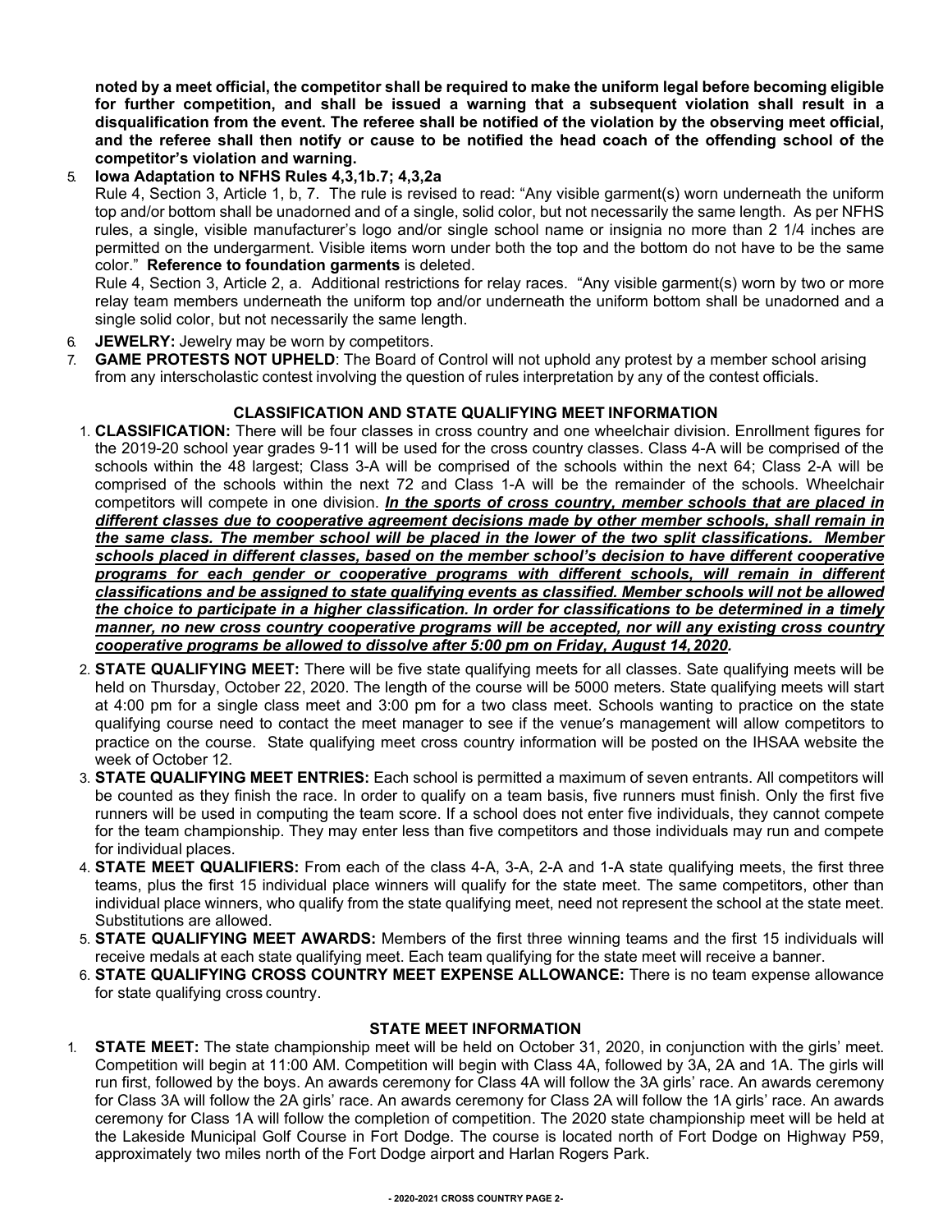**noted by a meet official, the competitor shall be required to make the uniform legal before becoming eligible for further competition, and shall be issued a warning that a subsequent violation shall result in a disqualification from the event. The referee shall be notified of the violation by the observing meet official, and the referee shall then notify or cause to be notified the head coach of the offending school of the competitor's violation and warning.**

5. **Iowa Adaptation to NFHS Rules 4,3,1b.7; 4,3,2a**
   Rule 4, Section 3, Article 1, b, 7. The rule is revised to read: "Any visible garment(s) worn underneath the uniform top and/or bottom shall be unadorned and of a single, solid color, but not necessarily the same length. As per NFHS rules, a single, visible manufacturer's logo and/or single school name or insignia no more than 2 1/4 inches are permitted on the undergarment. Visible items worn under both the top and the bottom do not have to be the same color." **Reference to foundation garments** is deleted.
   Rule 4, Section 3, Article 2, a. Additional restrictions for relay races. "Any visible garment(s) worn by two or more relay team members underneath the uniform top and/or underneath the uniform bottom shall be unadorned and a single solid color, but not necessarily the same length.
6. **JEWELRY:** Jewelry may be worn by competitors.
7. **GAME PROTESTS NOT UPHELD**: The Board of Control will not uphold any protest by a member school arising from any interscholastic contest involving the question of rules interpretation by any of the contest officials.

## CLASSIFICATION AND STATE QUALIFYING MEET INFORMATION

1. **CLASSIFICATION:** There will be four classes in cross country and one wheelchair division. Enrollment figures for the 2019-20 school year grades 9-11 will be used for the cross country classes. Class 4-A will be comprised of the schools within the 48 largest; Class 3-A will be comprised of the schools within the next 64; Class 2-A will be comprised of the schools within the next 72 and Class 1-A will be the remainder of the schools. Wheelchair competitors will compete in one division. ***In the sports of cross country, member schools that are placed in different classes due to cooperative agreement decisions made by other member schools, shall remain in the same class. The member school will be placed in the lower of the two split classifications. Member schools placed in different classes, based on the member school's decision to have different cooperative programs for each gender or cooperative programs with different schools, will remain in different classifications and be assigned to state qualifying events as classified. Member schools will not be allowed the choice to participate in a higher classification. In order for classifications to be determined in a timely manner, no new cross country cooperative programs will be accepted, nor will any existing cross country cooperative programs be allowed to dissolve after 5:00 pm on Friday, August 14, 2020.***
2. **STATE QUALIFYING MEET:** There will be five state qualifying meets for all classes. Sate qualifying meets will be held on Thursday, October 22, 2020. The length of the course will be 5000 meters. State qualifying meets will start at 4:00 pm for a single class meet and 3:00 pm for a two class meet. Schools wanting to practice on the state qualifying course need to contact the meet manager to see if the venue's management will allow competitors to practice on the course. State qualifying meet cross country information will be posted on the IHSAA website the week of October 12.
3. **STATE QUALIFYING MEET ENTRIES:** Each school is permitted a maximum of seven entrants. All competitors will be counted as they finish the race. In order to qualify on a team basis, five runners must finish. Only the first five runners will be used in computing the team score. If a school does not enter five individuals, they cannot compete for the team championship. They may enter less than five competitors and those individuals may run and compete for individual places.
4. **STATE MEET QUALIFIERS:** From each of the class 4-A, 3-A, 2-A and 1-A state qualifying meets, the first three teams, plus the first 15 individual place winners will qualify for the state meet. The same competitors, other than individual place winners, who qualify from the state qualifying meet, need not represent the school at the state meet. Substitutions are allowed.
5. **STATE QUALIFYING MEET AWARDS:** Members of the first three winning teams and the first 15 individuals will receive medals at each state qualifying meet. Each team qualifying for the state meet will receive a banner.
6. **STATE QUALIFYING CROSS COUNTRY MEET EXPENSE ALLOWANCE:** There is no team expense allowance for state qualifying cross country.

## STATE MEET INFORMATION

1. **STATE MEET:** The state championship meet will be held on October 31, 2020, in conjunction with the girls' meet. Competition will begin at 11:00 AM. Competition will begin with Class 4A, followed by 3A, 2A and 1A. The girls will run first, followed by the boys. An awards ceremony for Class 4A will follow the 3A girls' race. An awards ceremony for Class 3A will follow the 2A girls' race. An awards ceremony for Class 2A will follow the 1A girls' race. An awards ceremony for Class 1A will follow the completion of competition. The 2020 state championship meet will be held at the Lakeside Municipal Golf Course in Fort Dodge. The course is located north of Fort Dodge on Highway P59, approximately two miles north of the Fort Dodge airport and Harlan Rogers Park.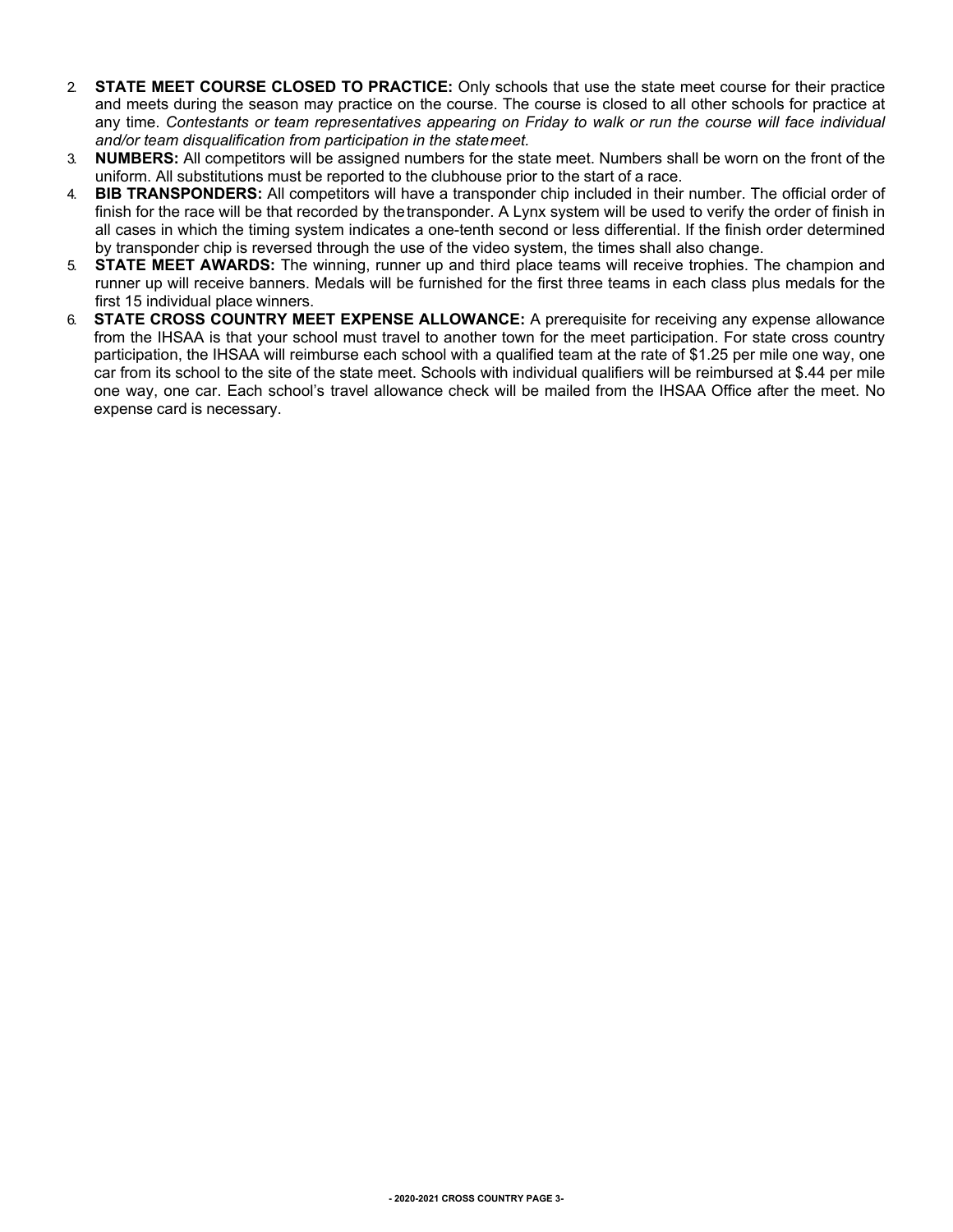2. **STATE MEET COURSE CLOSED TO PRACTICE:** Only schools that use the state meet course for their practice and meets during the season may practice on the course. The course is closed to all other schools for practice at any time. *Contestants or team representatives appearing on Friday to walk or run the course will face individual and/or team disqualification from participation in the state meet.*
3. **NUMBERS:** All competitors will be assigned numbers for the state meet. Numbers shall be worn on the front of the uniform. All substitutions must be reported to the clubhouse prior to the start of a race.
4. **BIB TRANSPONDERS:** All competitors will have a transponder chip included in their number. The official order of finish for the race will be that recorded by the transponder. A Lynx system will be used to verify the order of finish in all cases in which the timing system indicates a one-tenth second or less differential. If the finish order determined by transponder chip is reversed through the use of the video system, the times shall also change.
5. **STATE MEET AWARDS:** The winning, runner up and third place teams will receive trophies. The champion and runner up will receive banners. Medals will be furnished for the first three teams in each class plus medals for the first 15 individual place winners.
6. **STATE CROSS COUNTRY MEET EXPENSE ALLOWANCE:** A prerequisite for receiving any expense allowance from the IHSAA is that your school must travel to another town for the meet participation. For state cross country participation, the IHSAA will reimburse each school with a qualified team at the rate of $1.25 per mile one way, one car from its school to the site of the state meet. Schools with individual qualifiers will be reimbursed at $.44 per mile one way, one car. Each school's travel allowance check will be mailed from the IHSAA Office after the meet. No expense card is necessary.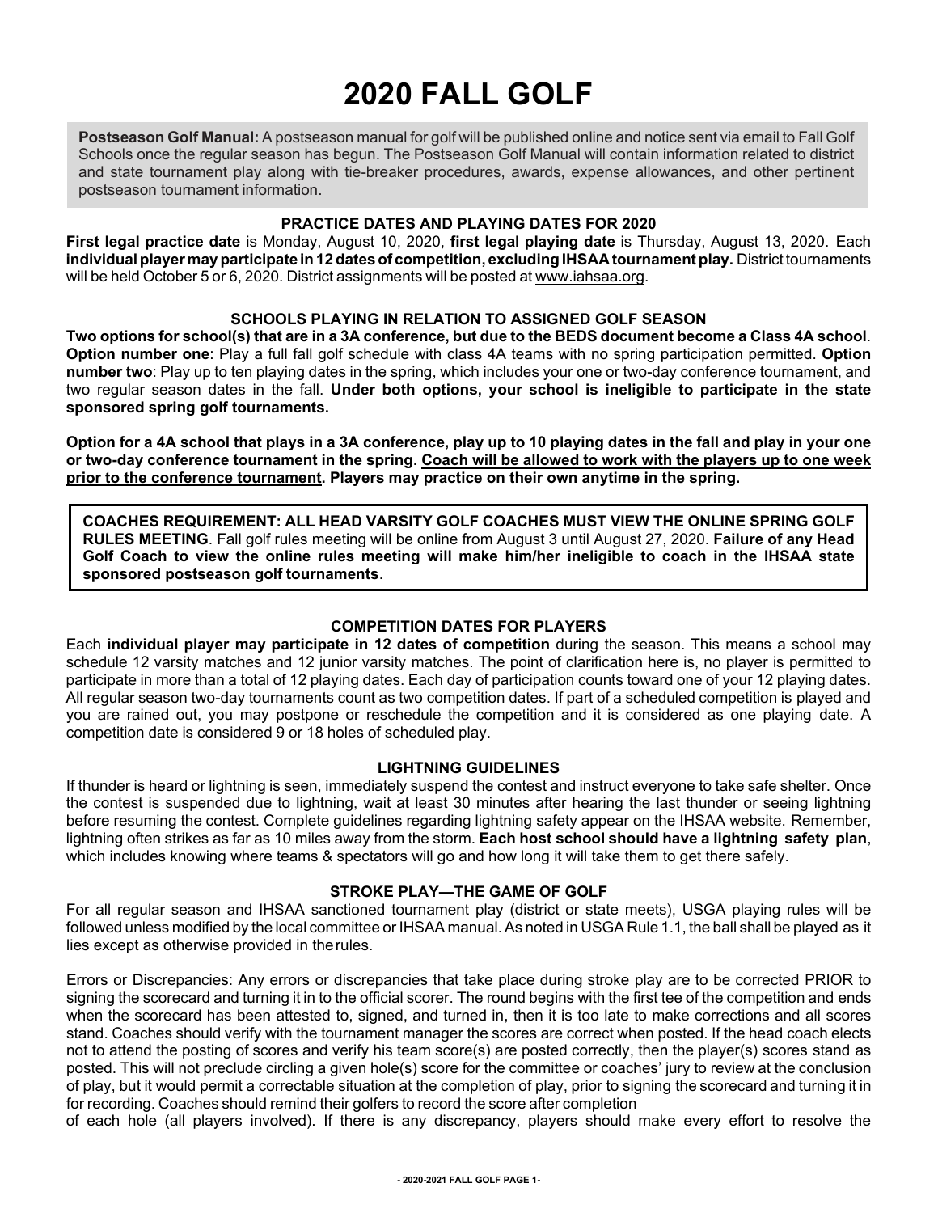# 2020 FALL GOLF

**Postseason Golf Manual:** A postseason manual for golf will be published online and notice sent via email to Fall Golf Schools once the regular season has begun. The Postseason Golf Manual will contain information related to district and state tournament play along with tie-breaker procedures, awards, expense allowances, and other pertinent postseason tournament information.

### PRACTICE DATES AND PLAYING DATES FOR 2020

**First legal practice date** is Monday, August 10, 2020, **first legal playing date** is Thursday, August 13, 2020. Each **individual player may participate in 12 dates of competition, excluding IHSAA tournament play.** District tournaments will be held October 5 or 6, 2020. District assignments will be posted at www.iahsaa.org.

### SCHOOLS PLAYING IN RELATION TO ASSIGNED GOLF SEASON

**Two options for school(s) that are in a 3A conference, but due to the BEDS document become a Class 4A school**. **Option number one**: Play a full fall golf schedule with class 4A teams with no spring participation permitted. **Option number two**: Play up to ten playing dates in the spring, which includes your one or two-day conference tournament, and two regular season dates in the fall. **Under both options, your school is ineligible to participate in the state sponsored spring golf tournaments.**

**Option for a 4A school that plays in a 3A conference, play up to 10 playing dates in the fall and play in your one or two-day conference tournament in the spring. <u>Coach will be allowed to work with the players up to one week prior to the conference tournament</u>. Players may practice on their own anytime in the spring.**

**COACHES REQUIREMENT: ALL HEAD VARSITY GOLF COACHES MUST VIEW THE ONLINE SPRING GOLF RULES MEETING**. Fall golf rules meeting will be online from August 3 until August 27, 2020. **Failure of any Head Golf Coach to view the online rules meeting will make him/her ineligible to coach in the IHSAA state sponsored postseason golf tournaments**.

### COMPETITION DATES FOR PLAYERS

Each **individual player may participate in 12 dates of competition** during the season. This means a school may schedule 12 varsity matches and 12 junior varsity matches. The point of clarification here is, no player is permitted to participate in more than a total of 12 playing dates. Each day of participation counts toward one of your 12 playing dates. All regular season two-day tournaments count as two competition dates. If part of a scheduled competition is played and you are rained out, you may postpone or reschedule the competition and it is considered as one playing date. A competition date is considered 9 or 18 holes of scheduled play.

### LIGHTNING GUIDELINES

If thunder is heard or lightning is seen, immediately suspend the contest and instruct everyone to take safe shelter. Once the contest is suspended due to lightning, wait at least 30 minutes after hearing the last thunder or seeing lightning before resuming the contest. Complete guidelines regarding lightning safety appear on the IHSAA website. Remember, lightning often strikes as far as 10 miles away from the storm. **Each host school should have a lightning safety plan**, which includes knowing where teams & spectators will go and how long it will take them to get there safely.

### STROKE PLAY—THE GAME OF GOLF

For all regular season and IHSAA sanctioned tournament play (district or state meets), USGA playing rules will be followed unless modified by the local committee or IHSAA manual. As noted in USGA Rule 1.1, the ball shall be played as it lies except as otherwise provided in the rules.

Errors or Discrepancies: Any errors or discrepancies that take place during stroke play are to be corrected PRIOR to signing the scorecard and turning it in to the official scorer. The round begins with the first tee of the competition and ends when the scorecard has been attested to, signed, and turned in, then it is too late to make corrections and all scores stand. Coaches should verify with the tournament manager the scores are correct when posted. If the head coach elects not to attend the posting of scores and verify his team score(s) are posted correctly, then the player(s) scores stand as posted. This will not preclude circling a given hole(s) score for the committee or coaches' jury to review at the conclusion of play, but it would permit a correctable situation at the completion of play, prior to signing the scorecard and turning it in for recording. Coaches should remind their golfers to record the score after completion of each hole (all players involved). If there is any discrepancy, players should make every effort to resolve the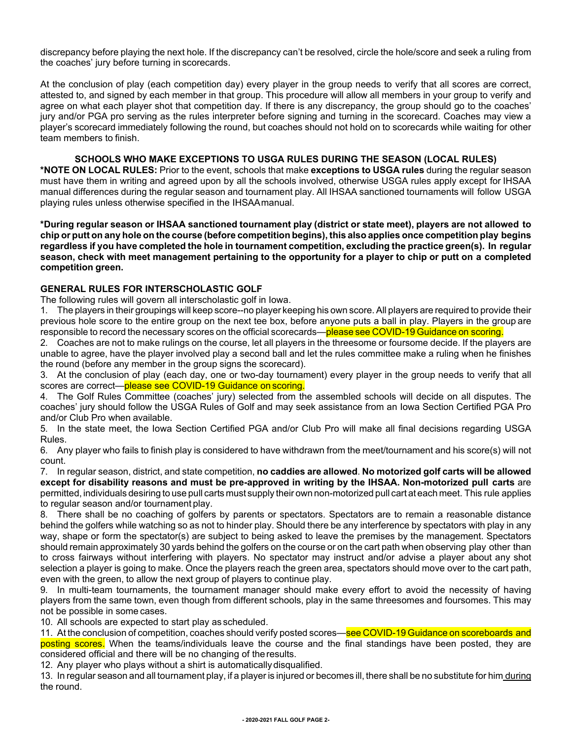discrepancy before playing the next hole. If the discrepancy can't be resolved, circle the hole/score and seek a ruling from the coaches' jury before turning in scorecards.

At the conclusion of play (each competition day) every player in the group needs to verify that all scores are correct, attested to, and signed by each member in that group. This procedure will allow all members in your group to verify and agree on what each player shot that competition day. If there is any discrepancy, the group should go to the coaches' jury and/or PGA pro serving as the rules interpreter before signing and turning in the scorecard. Coaches may view a player's scorecard immediately following the round, but coaches should not hold on to scorecards while waiting for other team members to finish.

### SCHOOLS WHO MAKE EXCEPTIONS TO USGA RULES DURING THE SEASON (LOCAL RULES)

**\*NOTE ON LOCAL RULES:** Prior to the event, schools that make **exceptions to USGA rules** during the regular season must have them in writing and agreed upon by all the schools involved, otherwise USGA rules apply except for IHSAA manual differences during the regular season and tournament play. All IHSAA sanctioned tournaments will follow USGA playing rules unless otherwise specified in the IHSAA manual.

**\*During regular season or IHSAA sanctioned tournament play (district or state meet), players are not allowed to chip or putt on any hole on the course (before competition begins), this also applies once competition play begins regardless if you have completed the hole in tournament competition, excluding the practice green(s). In regular season, check with meet management pertaining to the opportunity for a player to chip or putt on a completed competition green.**

### GENERAL RULES FOR INTERSCHOLASTIC GOLF

The following rules will govern all interscholastic golf in Iowa.

1. The players in their groupings will keep score--no player keeping his own score. All players are required to provide their previous hole score to the entire group on the next tee box, before anyone puts a ball in play. Players in the group are responsible to record the necessary scores on the official scorecards—please see COVID-19 Guidance on scoring.
2. Coaches are not to make rulings on the course, let all players in the threesome or foursome decide. If the players are unable to agree, have the player involved play a second ball and let the rules committee make a ruling when he finishes the round (before any member in the group signs the scorecard).
3. At the conclusion of play (each day, one or two-day tournament) every player in the group needs to verify that all scores are correct—please see COVID-19 Guidance on scoring.
4. The Golf Rules Committee (coaches' jury) selected from the assembled schools will decide on all disputes. The coaches' jury should follow the USGA Rules of Golf and may seek assistance from an Iowa Section Certified PGA Pro and/or Club Pro when available.
5. In the state meet, the Iowa Section Certified PGA and/or Club Pro will make all final decisions regarding USGA Rules.
6. Any player who fails to finish play is considered to have withdrawn from the meet/tournament and his score(s) will not count.
7. In regular season, district, and state competition, **no caddies are allowed**. **No motorized golf carts will be allowed except for disability reasons and must be pre-approved in writing by the IHSAA. Non-motorized pull carts** are permitted, individuals desiring to use pull carts must supply their own non-motorized pull cart at each meet. This rule applies to regular season and/or tournament play.
8. There shall be no coaching of golfers by parents or spectators. Spectators are to remain a reasonable distance behind the golfers while watching so as not to hinder play. Should there be any interference by spectators with play in any way, shape or form the spectator(s) are subject to being asked to leave the premises by the management. Spectators should remain approximately 30 yards behind the golfers on the course or on the cart path when observing play other than to cross fairways without interfering with players. No spectator may instruct and/or advise a player about any shot selection a player is going to make. Once the players reach the green area, spectators should move over to the cart path, even with the green, to allow the next group of players to continue play.
9. In multi-team tournaments, the tournament manager should make every effort to avoid the necessity of having players from the same town, even though from different schools, play in the same threesomes and foursomes. This may not be possible in some cases.
10. All schools are expected to start play as scheduled.
11. At the conclusion of competition, coaches should verify posted scores—see COVID-19 Guidance on scoreboards and posting scores. When the teams/individuals leave the course and the final standings have been posted, they are considered official and there will be no changing of the results.
12. Any player who plays without a shirt is automatically disqualified.
13. In regular season and all tournament play, if a player is injured or becomes ill, there shall be no substitute for him <u>during</u> the round.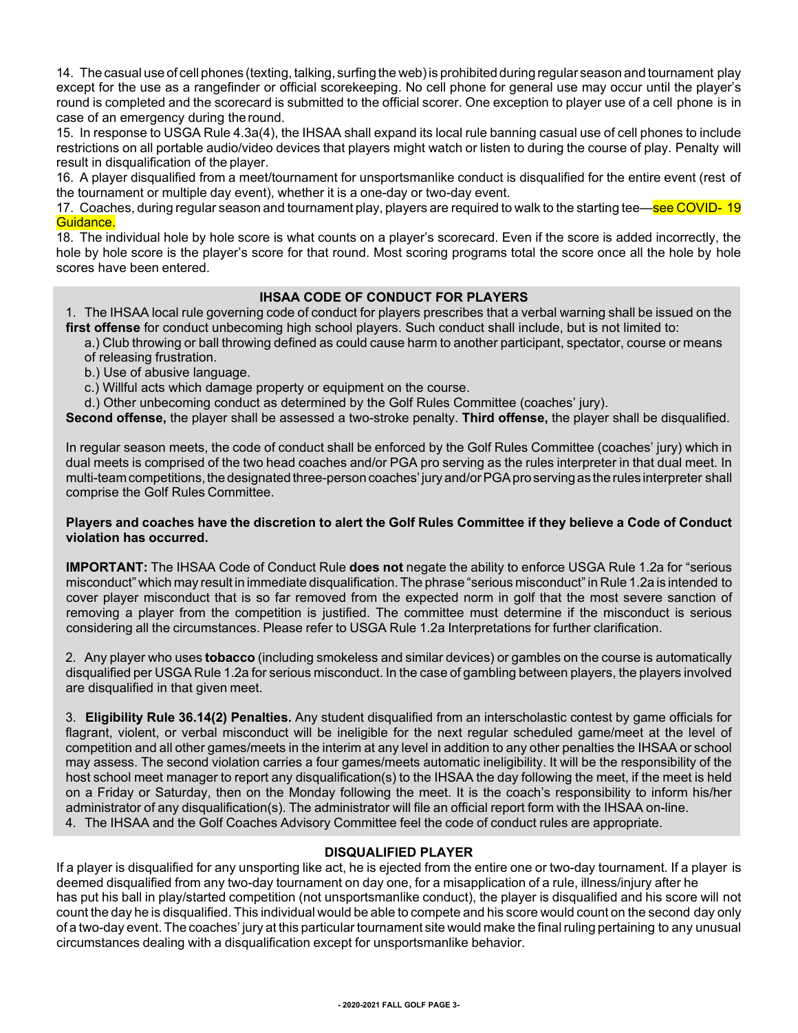14. The casual use of cell phones (texting, talking, surfing the web) is prohibited during regular season and tournament play except for the use as a rangefinder or official scorekeeping. No cell phone for general use may occur until the player's round is completed and the scorecard is submitted to the official scorer. One exception to player use of a cell phone is in case of an emergency during the round.

15. In response to USGA Rule 4.3a(4), the IHSAA shall expand its local rule banning casual use of cell phones to include restrictions on all portable audio/video devices that players might watch or listen to during the course of play. Penalty will result in disqualification of the player.

16. A player disqualified from a meet/tournament for unsportsmanlike conduct is disqualified for the entire event (rest of the tournament or multiple day event), whether it is a one-day or two-day event.

17. Coaches, during regular season and tournament play, players are required to walk to the starting tee—see COVID- 19 Guidance.

18. The individual hole by hole score is what counts on a player's scorecard. Even if the score is added incorrectly, the hole by hole score is the player's score for that round. Most scoring programs total the score once all the hole by hole scores have been entered.

## IHSAA CODE OF CONDUCT FOR PLAYERS

1. The IHSAA local rule governing code of conduct for players prescribes that a verbal warning shall be issued on the **first offense** for conduct unbecoming high school players. Such conduct shall include, but is not limited to:
   a.) Club throwing or ball throwing defined as could cause harm to another participant, spectator, course or means of releasing frustration.
   b.) Use of abusive language.
   c.) Willful acts which damage property or equipment on the course.
   d.) Other unbecoming conduct as determined by the Golf Rules Committee (coaches' jury).

**Second offense,** the player shall be assessed a two-stroke penalty. **Third offense,** the player shall be disqualified.

In regular season meets, the code of conduct shall be enforced by the Golf Rules Committee (coaches' jury) which in dual meets is comprised of the two head coaches and/or PGA pro serving as the rules interpreter in that dual meet. In multi-team competitions, the designated three-person coaches' jury and/or PGA pro serving as the rules interpreter shall comprise the Golf Rules Committee.

**Players and coaches have the discretion to alert the Golf Rules Committee if they believe a Code of Conduct violation has occurred.**

**IMPORTANT:** The IHSAA Code of Conduct Rule **does not** negate the ability to enforce USGA Rule 1.2a for "serious misconduct" which may result in immediate disqualification. The phrase "serious misconduct" in Rule 1.2a is intended to cover player misconduct that is so far removed from the expected norm in golf that the most severe sanction of removing a player from the competition is justified. The committee must determine if the misconduct is serious considering all the circumstances. Please refer to USGA Rule 1.2a Interpretations for further clarification.

2. Any player who uses **tobacco** (including smokeless and similar devices) or gambles on the course is automatically disqualified per USGA Rule 1.2a for serious misconduct. In the case of gambling between players, the players involved are disqualified in that given meet.

3. **Eligibility Rule 36.14(2) Penalties.** Any student disqualified from an interscholastic contest by game officials for flagrant, violent, or verbal misconduct will be ineligible for the next regular scheduled game/meet at the level of competition and all other games/meets in the interim at any level in addition to any other penalties the IHSAA or school may assess. The second violation carries a four games/meets automatic ineligibility. It will be the responsibility of the host school meet manager to report any disqualification(s) to the IHSAA the day following the meet, if the meet is held on a Friday or Saturday, then on the Monday following the meet. It is the coach's responsibility to inform his/her administrator of any disqualification(s). The administrator will file an official report form with the IHSAA on-line.

4. The IHSAA and the Golf Coaches Advisory Committee feel the code of conduct rules are appropriate.

## DISQUALIFIED PLAYER

If a player is disqualified for any unsporting like act, he is ejected from the entire one or two-day tournament. If a player is deemed disqualified from any two-day tournament on day one, for a misapplication of a rule, illness/injury after he has put his ball in play/started competition (not unsportsmanlike conduct), the player is disqualified and his score will not count the day he is disqualified. This individual would be able to compete and his score would count on the second day only of a two-day event. The coaches' jury at this particular tournament site would make the final ruling pertaining to any unusual circumstances dealing with a disqualification except for unsportsmanlike behavior.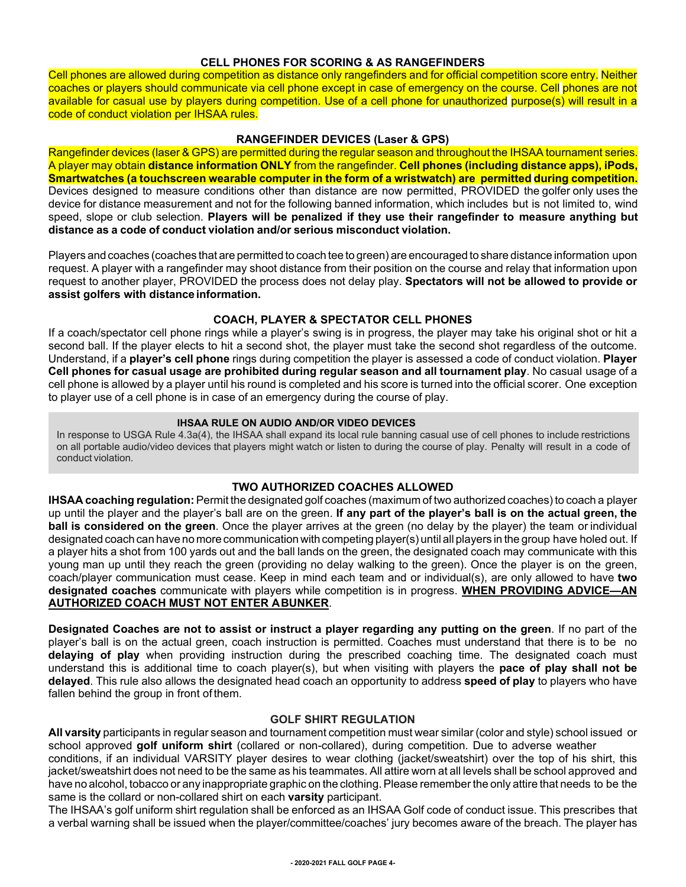### CELL PHONES FOR SCORING & AS RANGEFINDERS

Cell phones are allowed during competition as distance only rangefinders and for official competition score entry. Neither coaches or players should communicate via cell phone except in case of emergency on the course. Cell phones are not available for casual use by players during competition. Use of a cell phone for unauthorized purpose(s) will result in a code of conduct violation per IHSAA rules.

### RANGEFINDER DEVICES (Laser & GPS)

Rangefinder devices (laser & GPS) are permitted during the regular season and throughout the IHSAA tournament series. A player may obtain **distance information ONLY** from the rangefinder. **Cell phones (including distance apps), iPods, Smartwatches (a touchscreen wearable computer in the form of a wristwatch) are permitted during competition.** Devices designed to measure conditions other than distance are now permitted, PROVIDED the golfer only uses the device for distance measurement and not for the following banned information, which includes but is not limited to, wind speed, slope or club selection. **Players will be penalized if they use their rangefinder to measure anything but distance as a code of conduct violation and/or serious misconduct violation.**

Players and coaches (coaches that are permitted to coach tee to green) are encouraged to share distance information upon request. A player with a rangefinder may shoot distance from their position on the course and relay that information upon request to another player, PROVIDED the process does not delay play. **Spectators will not be allowed to provide or assist golfers with distance information.**

### COACH, PLAYER & SPECTATOR CELL PHONES

If a coach/spectator cell phone rings while a player's swing is in progress, the player may take his original shot or hit a second ball. If the player elects to hit a second shot, the player must take the second shot regardless of the outcome. Understand, if a **player's cell phone** rings during competition the player is assessed a code of conduct violation. **Player Cell phones for casual usage are prohibited during regular season and all tournament play**. No casual usage of a cell phone is allowed by a player until his round is completed and his score is turned into the official scorer. One exception to player use of a cell phone is in case of an emergency during the course of play.

#### IHSAA RULE ON AUDIO AND/OR VIDEO DEVICES

In response to USGA Rule 4.3a(4), the IHSAA shall expand its local rule banning casual use of cell phones to include restrictions on all portable audio/video devices that players might watch or listen to during the course of play. Penalty will result in a code of conduct violation.

### TWO AUTHORIZED COACHES ALLOWED

**IHSAA coaching regulation:** Permit the designated golf coaches (maximum of two authorized coaches) to coach a player up until the player and the player's ball are on the green. **If any part of the player's ball is on the actual green, the ball is considered on the green**. Once the player arrives at the green (no delay by the player) the team or individual designated coach can have no more communication with competing player(s) until all players in the group have holed out. If a player hits a shot from 100 yards out and the ball lands on the green, the designated coach may communicate with this young man up until they reach the green (providing no delay walking to the green). Once the player is on the green, coach/player communication must cease. Keep in mind each team and or individual(s), are only allowed to have **two designated coaches** communicate with players while competition is in progress. **<u>WHEN PROVIDING ADVICE—AN AUTHORIZED COACH MUST NOT ENTER A BUNKER</u>**.

**Designated Coaches are not to assist or instruct a player regarding any putting on the green**. If no part of the player's ball is on the actual green, coach instruction is permitted. Coaches must understand that there is to be no **delaying of play** when providing instruction during the prescribed coaching time. The designated coach must understand this is additional time to coach player(s), but when visiting with players the **pace of play shall not be delayed**. This rule also allows the designated head coach an opportunity to address **speed of play** to players who have fallen behind the group in front of them.

### GOLF SHIRT REGULATION

**All varsity** participants in regular season and tournament competition must wear similar (color and style) school issued or school approved **golf uniform shirt** (collared or non-collared), during competition. Due to adverse weather conditions, if an individual VARSITY player desires to wear clothing (jacket/sweatshirt) over the top of his shirt, this jacket/sweatshirt does not need to be the same as his teammates. All attire worn at all levels shall be school approved and have no alcohol, tobacco or any inappropriate graphic on the clothing. Please remember the only attire that needs to be the same is the collar or non-collared shirt on each **varsity** participant.

The IHSAA's golf uniform shirt regulation shall be enforced as an IHSAA Golf code of conduct issue. This prescribes that a verbal warning shall be issued when the player/committee/coaches' jury becomes aware of the breach. The player has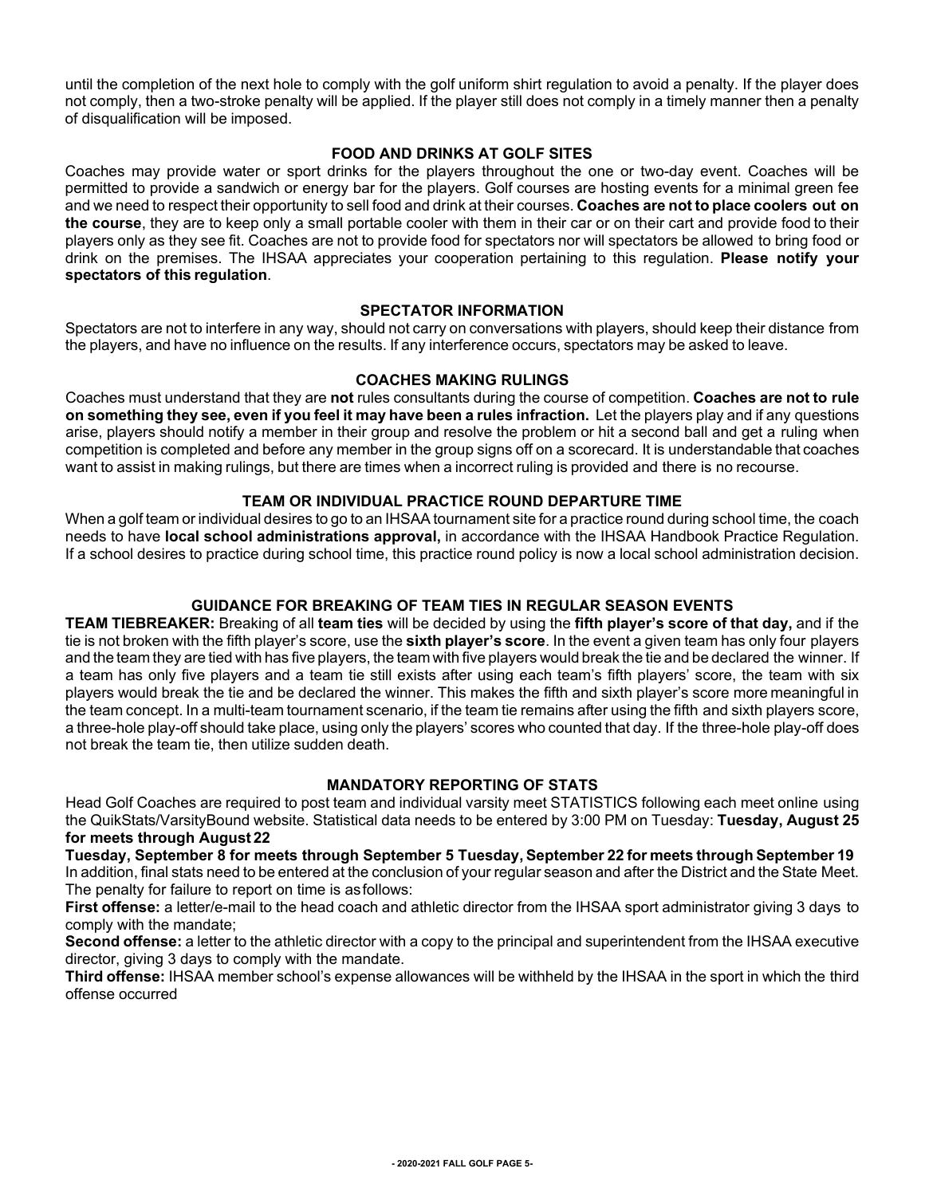until the completion of the next hole to comply with the golf uniform shirt regulation to avoid a penalty. If the player does not comply, then a two-stroke penalty will be applied. If the player still does not comply in a timely manner then a penalty of disqualification will be imposed.

## FOOD AND DRINKS AT GOLF SITES

Coaches may provide water or sport drinks for the players throughout the one or two-day event. Coaches will be permitted to provide a sandwich or energy bar for the players. Golf courses are hosting events for a minimal green fee and we need to respect their opportunity to sell food and drink at their courses. **Coaches are not to place coolers out on the course**, they are to keep only a small portable cooler with them in their car or on their cart and provide food to their players only as they see fit. Coaches are not to provide food for spectators nor will spectators be allowed to bring food or drink on the premises. The IHSAA appreciates your cooperation pertaining to this regulation. **Please notify your spectators of this regulation**.

## SPECTATOR INFORMATION

Spectators are not to interfere in any way, should not carry on conversations with players, should keep their distance from the players, and have no influence on the results. If any interference occurs, spectators may be asked to leave.

## COACHES MAKING RULINGS

Coaches must understand that they are **not** rules consultants during the course of competition. **Coaches are not to rule on something they see, even if you feel it may have been a rules infraction.** Let the players play and if any questions arise, players should notify a member in their group and resolve the problem or hit a second ball and get a ruling when competition is completed and before any member in the group signs off on a scorecard. It is understandable that coaches want to assist in making rulings, but there are times when a incorrect ruling is provided and there is no recourse.

## TEAM OR INDIVIDUAL PRACTICE ROUND DEPARTURE TIME

When a golf team or individual desires to go to an IHSAA tournament site for a practice round during school time, the coach needs to have **local school administrations approval,** in accordance with the IHSAA Handbook Practice Regulation. If a school desires to practice during school time, this practice round policy is now a local school administration decision.

## GUIDANCE FOR BREAKING OF TEAM TIES IN REGULAR SEASON EVENTS

**TEAM TIEBREAKER:** Breaking of all **team ties** will be decided by using the **fifth player's score of that day,** and if the tie is not broken with the fifth player's score, use the **sixth player's score**. In the event a given team has only four players and the team they are tied with has five players, the team with five players would break the tie and be declared the winner. If a team has only five players and a team tie still exists after using each team's fifth players' score, the team with six players would break the tie and be declared the winner. This makes the fifth and sixth player's score more meaningful in the team concept. In a multi-team tournament scenario, if the team tie remains after using the fifth and sixth players score, a three-hole play-off should take place, using only the players' scores who counted that day. If the three-hole play-off does not break the team tie, then utilize sudden death.

## MANDATORY REPORTING OF STATS

Head Golf Coaches are required to post team and individual varsity meet STATISTICS following each meet online using the QuikStats/VarsityBound website. Statistical data needs to be entered by 3:00 PM on Tuesday: **Tuesday, August 25 for meets through August 22**

**Tuesday, September 8 for meets through September 5 Tuesday, September 22 for meets through September 19**

In addition, final stats need to be entered at the conclusion of your regular season and after the District and the State Meet. The penalty for failure to report on time is as follows:

**First offense:** a letter/e-mail to the head coach and athletic director from the IHSAA sport administrator giving 3 days to comply with the mandate;

**Second offense:** a letter to the athletic director with a copy to the principal and superintendent from the IHSAA executive director, giving 3 days to comply with the mandate.

**Third offense:** IHSAA member school's expense allowances will be withheld by the IHSAA in the sport in which the third offense occurred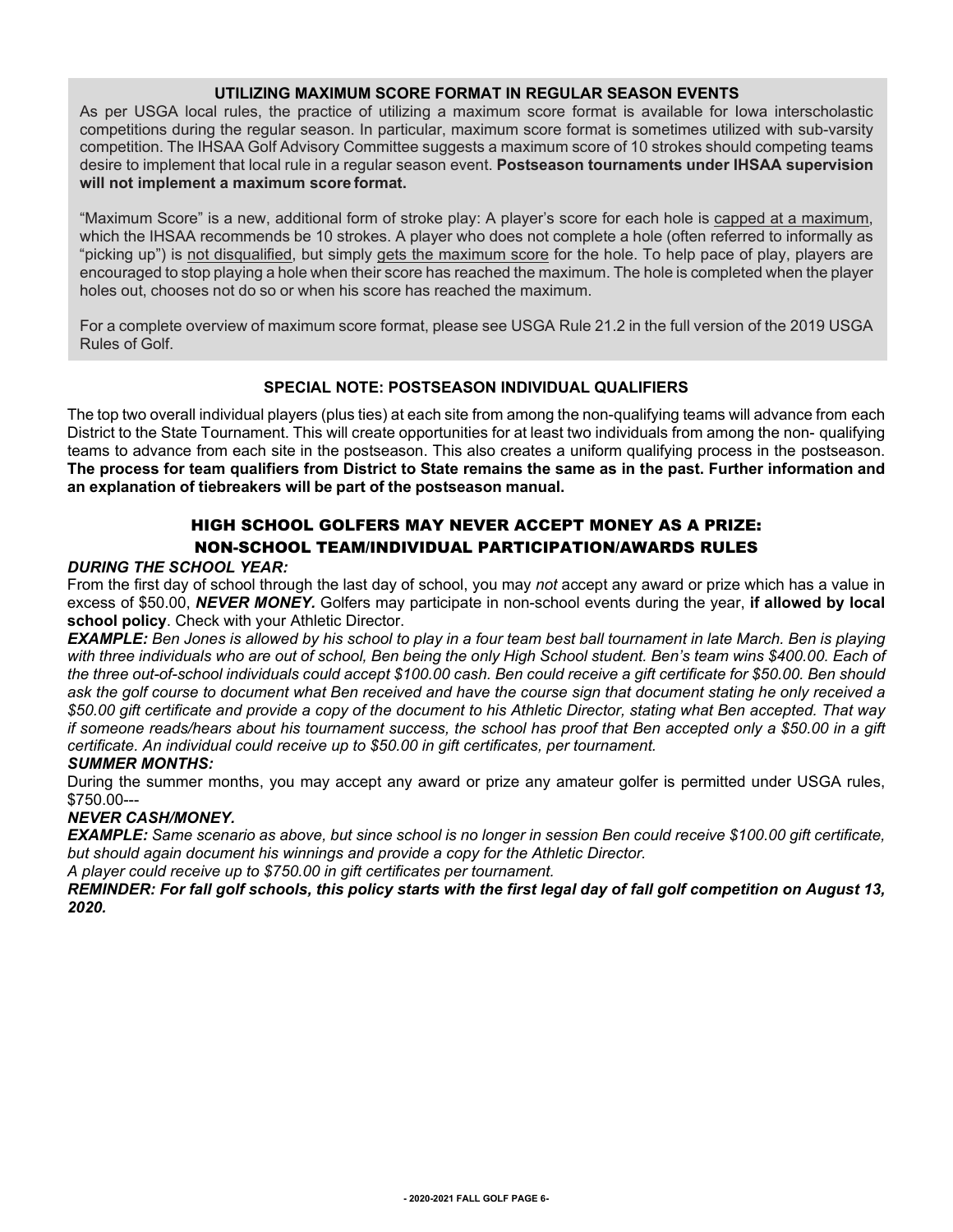### UTILIZING MAXIMUM SCORE FORMAT IN REGULAR SEASON EVENTS

As per USGA local rules, the practice of utilizing a maximum score format is available for Iowa interscholastic competitions during the regular season. In particular, maximum score format is sometimes utilized with sub-varsity competition. The IHSAA Golf Advisory Committee suggests a maximum score of 10 strokes should competing teams desire to implement that local rule in a regular season event. **Postseason tournaments under IHSAA supervision will not implement a maximum score format.**

"Maximum Score" is a new, additional form of stroke play: A player's score for each hole is capped at a maximum, which the IHSAA recommends be 10 strokes. A player who does not complete a hole (often referred to informally as "picking up") is not disqualified, but simply gets the maximum score for the hole. To help pace of play, players are encouraged to stop playing a hole when their score has reached the maximum. The hole is completed when the player holes out, chooses not do so or when his score has reached the maximum.

For a complete overview of maximum score format, please see USGA Rule 21.2 in the full version of the 2019 USGA Rules of Golf.

### SPECIAL NOTE: POSTSEASON INDIVIDUAL QUALIFIERS

The top two overall individual players (plus ties) at each site from among the non-qualifying teams will advance from each District to the State Tournament. This will create opportunities for at least two individuals from among the non- qualifying teams to advance from each site in the postseason. This also creates a uniform qualifying process in the postseason. **The process for team qualifiers from District to State remains the same as in the past. Further information and an explanation of tiebreakers will be part of the postseason manual.**

## HIGH SCHOOL GOLFERS MAY NEVER ACCEPT MONEY AS A PRIZE: NON-SCHOOL TEAM/INDIVIDUAL PARTICIPATION/AWARDS RULES

***DURING THE SCHOOL YEAR:***

From the first day of school through the last day of school, you may *not* accept any award or prize which has a value in excess of $50.00, ***NEVER MONEY.*** Golfers may participate in non-school events during the year, **if allowed by local school policy**. Check with your Athletic Director.

***EXAMPLE:*** *Ben Jones is allowed by his school to play in a four team best ball tournament in late March. Ben is playing with three individuals who are out of school, Ben being the only High School student. Ben's team wins $400.00. Each of the three out-of-school individuals could accept $100.00 cash. Ben could receive a gift certificate for $50.00. Ben should ask the golf course to document what Ben received and have the course sign that document stating he only received a $50.00 gift certificate and provide a copy of the document to his Athletic Director, stating what Ben accepted. That way if someone reads/hears about his tournament success, the school has proof that Ben accepted only a $50.00 in a gift certificate. An individual could receive up to $50.00 in gift certificates, per tournament.*

***SUMMER MONTHS:***

During the summer months, you may accept any award or prize any amateur golfer is permitted under USGA rules, $750.00---

***NEVER CASH/MONEY.***

***EXAMPLE:*** *Same scenario as above, but since school is no longer in session Ben could receive $100.00 gift certificate, but should again document his winnings and provide a copy for the Athletic Director.*

*A player could receive up to $750.00 in gift certificates per tournament.*

***REMINDER: For fall golf schools, this policy starts with the first legal day of fall golf competition on August 13, 2020.***